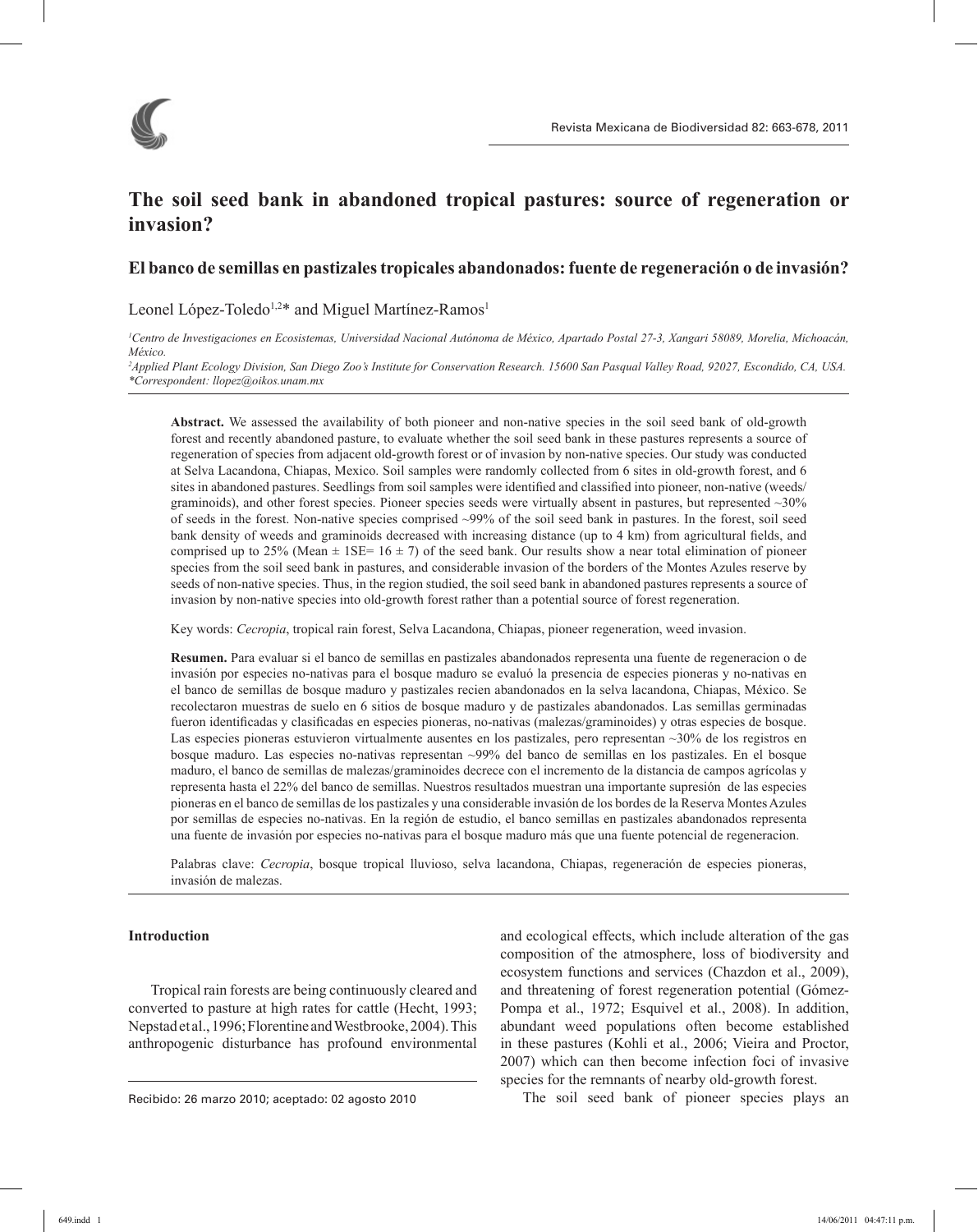# The soil seed bank in abandoned tropical pastures: source of regeneration or invasion?

## El banco de semillas en pastizales tropicales abandonados: fuente de regeneración o de invasión?

Leonel López-Toledo[1,2]* and Miguel Martínez-Ramos[1]

*[1]Centro de Investigaciones en Ecosistemas, Universidad Nacional Autónoma de México, Apartado Postal 27-3, Xangari 58089, Morelia, Michoacán, México.*
*[2]Applied Plant Ecology Division, San Diego Zoo's Institute for Conservation Research. 15600 San Pasqual Valley Road, 92027, Escondido, CA, USA.*
*\*Correspondent: llopez@oikos.unam.mx*

**Abstract.** We assessed the availability of both pioneer and non-native species in the soil seed bank of old-growth forest and recently abandoned pasture, to evaluate whether the soil seed bank in these pastures represents a source of regeneration of species from adjacent old-growth forest or of invasion by non-native species. Our study was conducted at Selva Lacandona, Chiapas, Mexico. Soil samples were randomly collected from 6 sites in old-growth forest, and 6 sites in abandoned pastures. Seedlings from soil samples were identified and classified into pioneer, non-native (weeds/graminoids), and other forest species. Pioneer species seeds were virtually absent in pastures, but represented ~30% of seeds in the forest. Non-native species comprised ~99% of the soil seed bank in pastures. In the forest, soil seed bank density of weeds and graminoids decreased with increasing distance (up to 4 km) from agricultural fields, and comprised up to 25% (Mean ± 1SE= 16 ± 7) of the seed bank. Our results show a near total elimination of pioneer species from the soil seed bank in pastures, and considerable invasion of the borders of the Montes Azules reserve by seeds of non-native species. Thus, in the region studied, the soil seed bank in abandoned pastures represents a source of invasion by non-native species into old-growth forest rather than a potential source of forest regeneration.

Key words: *Cecropia*, tropical rain forest, Selva Lacandona, Chiapas, pioneer regeneration, weed invasion.

**Resumen.** Para evaluar si el banco de semillas en pastizales abandonados representa una fuente de regeneracion o de invasión por especies no-nativas para el bosque maduro se evaluó la presencia de especies pioneras y no-nativas en el banco de semillas de bosque maduro y pastizales recien abandonados en la selva lacandona, Chiapas, México. Se recolectaron muestras de suelo en 6 sitios de bosque maduro y de pastizales abandonados. Las semillas germinadas fueron identificadas y clasificadas en especies pioneras, no-nativas (malezas/graminoides) y otras especies de bosque. Las especies pioneras estuvieron virtualmente ausentes en los pastizales, pero representan ~30% de los registros en bosque maduro. Las especies no-nativas representan ~99% del banco de semillas en los pastizales. En el bosque maduro, el banco de semillas de malezas/graminoides decrece con el incremento de la distancia de campos agrícolas y representa hasta el 22% del banco de semillas. Nuestros resultados muestran una importante supresión de las especies pioneras en el banco de semillas de los pastizales y una considerable invasión de los bordes de la Reserva Montes Azules por semillas de especies no-nativas. En la región de estudio, el banco semillas en pastizales abandonados representa una fuente de invasión por especies no-nativas para el bosque maduro más que una fuente potencial de regeneracion.

Palabras clave: *Cecropia*, bosque tropical lluvioso, selva lacandona, Chiapas, regeneración de especies pioneras, invasión de malezas.

### Introduction

Tropical rain forests are being continuously cleared and converted to pasture at high rates for cattle (Hecht, 1993; Nepstad et al., 1996; Florentine and Westbrooke, 2004). This anthropogenic disturbance has profound environmental and ecological effects, which include alteration of the gas composition of the atmosphere, loss of biodiversity and ecosystem functions and services (Chazdon et al., 2009), and threatening of forest regeneration potential (Gómez-Pompa et al., 1972; Esquivel et al., 2008). In addition, abundant weed populations often become established in these pastures (Kohli et al., 2006; Vieira and Proctor, 2007) which can then become infection foci of invasive species for the remnants of nearby old-growth forest.

The soil seed bank of pioneer species plays an

Recibido: 26 marzo 2010; aceptado: 02 agosto 2010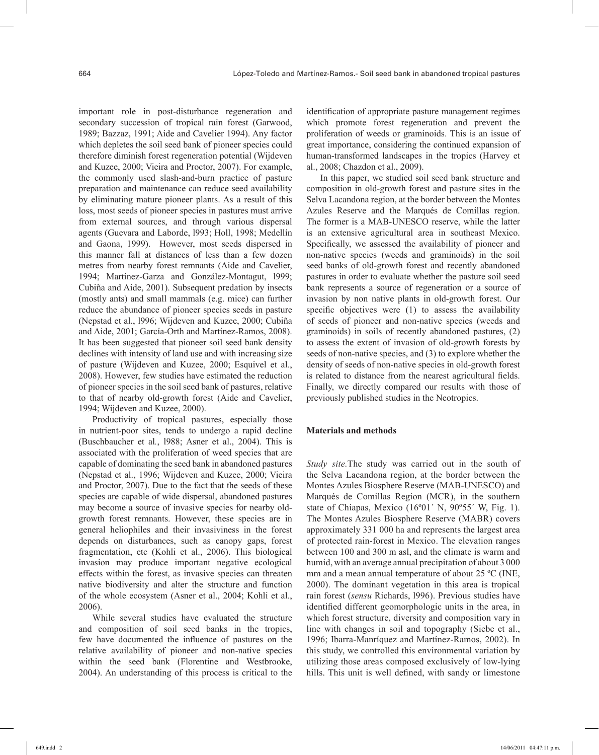important role in post-disturbance regeneration and secondary succession of tropical rain forest (Garwood, 1989; Bazzaz, 1991; Aide and Cavelier 1994). Any factor which depletes the soil seed bank of pioneer species could therefore diminish forest regeneration potential (Wijdeven and Kuzee, 2000; Vieira and Proctor, 2007). For example, the commonly used slash-and-burn practice of pasture preparation and maintenance can reduce seed availability by eliminating mature pioneer plants. As a result of this loss, most seeds of pioneer species in pastures must arrive from external sources, and through various dispersal agents (Guevara and Laborde, l993; Holl, 1998; Medellín and Gaona, 1999). However, most seeds dispersed in this manner fall at distances of less than a few dozen metres from nearby forest remnants (Aide and Cavelier, 1994; Martínez-Garza and González-Montagut, l999; Cubiña and Aide, 2001). Subsequent predation by insects (mostly ants) and small mammals (e.g. mice) can further reduce the abundance of pioneer species seeds in pasture (Nepstad et al., l996; Wijdeven and Kuzee, 2000; Cubiña and Aide, 2001; García-Orth and Martínez-Ramos, 2008). It has been suggested that pioneer soil seed bank density declines with intensity of land use and with increasing size of pasture (Wijdeven and Kuzee, 2000; Esquivel et al., 2008). However, few studies have estimated the reduction of pioneer species in the soil seed bank of pastures, relative to that of nearby old-growth forest (Aide and Cavelier, 1994; Wijdeven and Kuzee, 2000).

Productivity of tropical pastures, especially those in nutrient-poor sites, tends to undergo a rapid decline (Buschbaucher et al*.*, l988; Asner et al., 2004). This is associated with the proliferation of weed species that are capable of dominating the seed bank in abandoned pastures (Nepstad et al., 1996; Wijdeven and Kuzee, 2000; Vieira and Proctor, 2007). Due to the fact that the seeds of these species are capable of wide dispersal, abandoned pastures may become a source of invasive species for nearby old-growth forest remnants. However, these species are in general heliophiles and their invasiviness in the forest depends on disturbances, such as canopy gaps, forest fragmentation, etc (Kohli et al., 2006). This biological invasion may produce important negative ecological effects within the forest, as invasive species can threaten native biodiversity and alter the structure and function of the whole ecosystem (Asner et al., 2004; Kohli et al., 2006).

While several studies have evaluated the structure and composition of soil seed banks in the tropics, few have documented the influence of pastures on the relative availability of pioneer and non-native species within the seed bank (Florentine and Westbrooke, 2004). An understanding of this process is critical to the identification of appropriate pasture management regimes which promote forest regeneration and prevent the proliferation of weeds or graminoids. This is an issue of great importance, considering the continued expansion of human-transformed landscapes in the tropics (Harvey et al., 2008; Chazdon et al., 2009).

In this paper, we studied soil seed bank structure and composition in old-growth forest and pasture sites in the Selva Lacandona region, at the border between the Montes Azules Reserve and the Marqués de Comillas region. The former is a MAB-UNESCO reserve, while the latter is an extensive agricultural area in southeast Mexico. Specifically, we assessed the availability of pioneer and non-native species (weeds and graminoids) in the soil seed banks of old-growth forest and recently abandoned pastures in order to evaluate whether the pasture soil seed bank represents a source of regeneration or a source of invasion by non native plants in old-growth forest. Our specific objectives were (1) to assess the availability of seeds of pioneer and non-native species (weeds and graminoids) in soils of recently abandoned pastures, (2) to assess the extent of invasion of old-growth forests by seeds of non-native species, and (3) to explore whether the density of seeds of non-native species in old-growth forest is related to distance from the nearest agricultural fields. Finally, we directly compared our results with those of previously published studies in the Neotropics.

## Materials and methods

*Study site.*The study was carried out in the south of the Selva Lacandona region, at the border between the Montes Azules Biosphere Reserve (MAB-UNESCO) and Marqués de Comillas Region (MCR), in the southern state of Chiapas, Mexico (16º01´ N, 90º55´ W, Fig. 1). The Montes Azules Biosphere Reserve (MABR) covers approximately 331 000 ha and represents the largest area of protected rain-forest in Mexico. The elevation ranges between 100 and 300 m asl, and the climate is warm and humid, with an average annual precipitation of about 3 000 mm and a mean annual temperature of about 25 ºC (INE, 2000). The dominant vegetation in this area is tropical rain forest (*sensu* Richards, l996). Previous studies have identified different geomorphologic units in the area, in which forest structure, diversity and composition vary in line with changes in soil and topography (Siebe et al., 1996; Ibarra-Manríquez and Martínez-Ramos, 2002). In this study, we controlled this environmental variation by utilizing those areas composed exclusively of low-lying hills. This unit is well defined, with sandy or limestone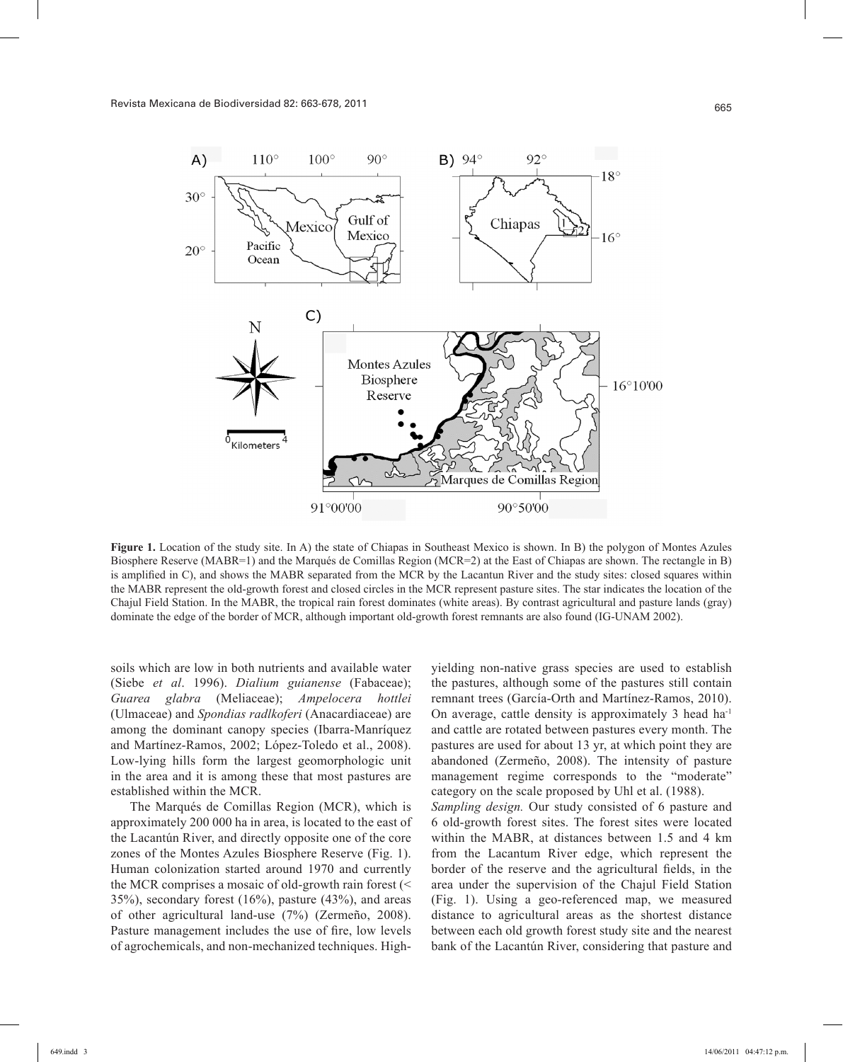**Figure 1.** Location of the study site. In A) the state of Chiapas in Southeast Mexico is shown. In B) the polygon of Montes Azules Biosphere Reserve (MABR=1) and the Marqués de Comillas Region (MCR=2) at the East of Chiapas are shown. The rectangle in B) is amplified in C), and shows the MABR separated from the MCR by the Lacantun River and the study sites: closed squares within the MABR represent the old-growth forest and closed circles in the MCR represent pasture sites. The star indicates the location of the Chajul Field Station. In the MABR, the tropical rain forest dominates (white areas). By contrast agricultural and pasture lands (gray) dominate the edge of the border of MCR, although important old-growth forest remnants are also found (IG-UNAM 2002).

soils which are low in both nutrients and available water (Siebe *et al*. 1996). *Dialium guianense* (Fabaceae); *Guarea glabra* (Meliaceae); *Ampelocera hottlei* (Ulmaceae) and *Spondias radlkoferi* (Anacardiaceae) are among the dominant canopy species (Ibarra-Manríquez and Martínez-Ramos, 2002; López-Toledo et al., 2008). Low-lying hills form the largest geomorphologic unit in the area and it is among these that most pastures are established within the MCR.

The Marqués de Comillas Region (MCR), which is approximately 200 000 ha in area, is located to the east of the Lacantún River, and directly opposite one of the core zones of the Montes Azules Biosphere Reserve (Fig. 1). Human colonization started around 1970 and currently the MCR comprises a mosaic of old-growth rain forest (< 35%), secondary forest (16%), pasture (43%), and areas of other agricultural land-use (7%) (Zermeño, 2008). Pasture management includes the use of fire, low levels of agrochemicals, and non-mechanized techniques. High-yielding non-native grass species are used to establish the pastures, although some of the pastures still contain remnant trees (García-Orth and Martínez-Ramos, 2010). On average, cattle density is approximately 3 head ha$^{-1}$ and cattle are rotated between pastures every month. The pastures are used for about 13 yr, at which point they are abandoned (Zermeño, 2008). The intensity of pasture management regime corresponds to the "moderate" category on the scale proposed by Uhl et al. (1988).

*Sampling design.* Our study consisted of 6 pasture and 6 old-growth forest sites. The forest sites were located within the MABR, at distances between 1.5 and 4 km from the Lacantum River edge, which represent the border of the reserve and the agricultural fields, in the area under the supervision of the Chajul Field Station (Fig. 1). Using a geo-referenced map, we measured distance to agricultural areas as the shortest distance between each old growth forest study site and the nearest bank of the Lacantún River, considering that pasture and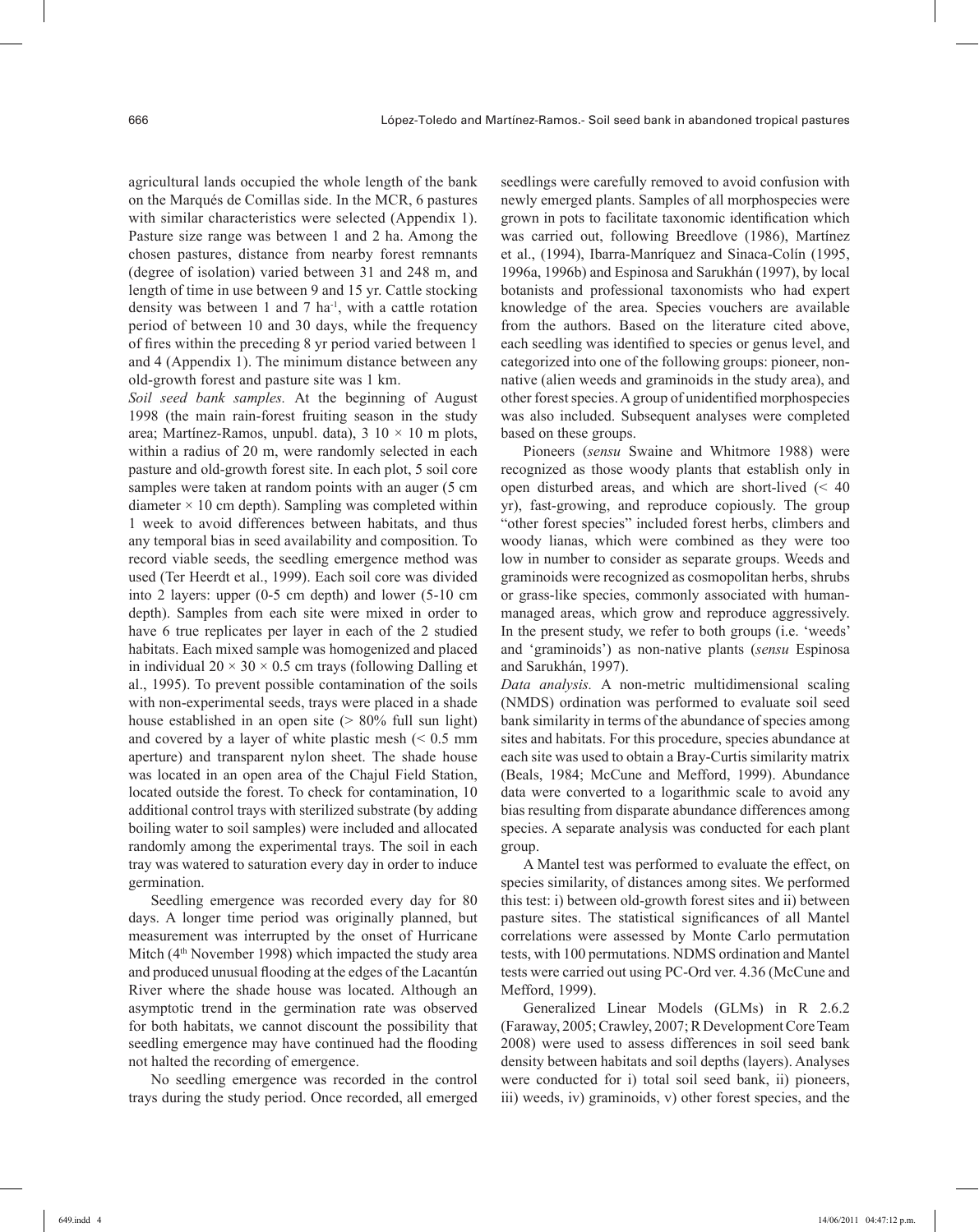agricultural lands occupied the whole length of the bank on the Marqués de Comillas side. In the MCR, 6 pastures with similar characteristics were selected (Appendix 1). Pasture size range was between 1 and 2 ha. Among the chosen pastures, distance from nearby forest remnants (degree of isolation) varied between 31 and 248 m, and length of time in use between 9 and 15 yr. Cattle stocking density was between 1 and 7 ha$^{-1}$, with a cattle rotation period of between 10 and 30 days, while the frequency of fires within the preceding 8 yr period varied between 1 and 4 (Appendix 1). The minimum distance between any old-growth forest and pasture site was 1 km.

*Soil seed bank samples.* At the beginning of August 1998 (the main rain-forest fruiting season in the study area; Martínez-Ramos, unpubl. data), 3 10 × 10 m plots, within a radius of 20 m, were randomly selected in each pasture and old-growth forest site. In each plot, 5 soil core samples were taken at random points with an auger (5 cm diameter × 10 cm depth). Sampling was completed within 1 week to avoid differences between habitats, and thus any temporal bias in seed availability and composition. To record viable seeds, the seedling emergence method was used (Ter Heerdt et al., 1999). Each soil core was divided into 2 layers: upper (0-5 cm depth) and lower (5-10 cm depth). Samples from each site were mixed in order to have 6 true replicates per layer in each of the 2 studied habitats. Each mixed sample was homogenized and placed in individual 20 × 30 × 0.5 cm trays (following Dalling et al., 1995). To prevent possible contamination of the soils with non-experimental seeds, trays were placed in a shade house established in an open site (> 80% full sun light) and covered by a layer of white plastic mesh (< 0.5 mm aperture) and transparent nylon sheet. The shade house was located in an open area of the Chajul Field Station, located outside the forest. To check for contamination, 10 additional control trays with sterilized substrate (by adding boiling water to soil samples) were included and allocated randomly among the experimental trays. The soil in each tray was watered to saturation every day in order to induce germination.

Seedling emergence was recorded every day for 80 days. A longer time period was originally planned, but measurement was interrupted by the onset of Hurricane Mitch (4th November 1998) which impacted the study area and produced unusual flooding at the edges of the Lacantún River where the shade house was located. Although an asymptotic trend in the germination rate was observed for both habitats, we cannot discount the possibility that seedling emergence may have continued had the flooding not halted the recording of emergence.

No seedling emergence was recorded in the control trays during the study period. Once recorded, all emerged seedlings were carefully removed to avoid confusion with newly emerged plants. Samples of all morphospecies were grown in pots to facilitate taxonomic identification which was carried out, following Breedlove (1986), Martínez et al., (1994), Ibarra-Manríquez and Sinaca-Colín (1995, 1996a, 1996b) and Espinosa and Sarukhán (1997), by local botanists and professional taxonomists who had expert knowledge of the area. Species vouchers are available from the authors. Based on the literature cited above, each seedling was identified to species or genus level, and categorized into one of the following groups: pioneer, non-native (alien weeds and graminoids in the study area), and other forest species. A group of unidentified morphospecies was also included. Subsequent analyses were completed based on these groups.

Pioneers (*sensu* Swaine and Whitmore 1988) were recognized as those woody plants that establish only in open disturbed areas, and which are short-lived (< 40 yr), fast-growing, and reproduce copiously. The group "other forest species" included forest herbs, climbers and woody lianas, which were combined as they were too low in number to consider as separate groups. Weeds and graminoids were recognized as cosmopolitan herbs, shrubs or grass-like species, commonly associated with human-managed areas, which grow and reproduce aggressively. In the present study, we refer to both groups (i.e. 'weeds' and 'graminoids') as non-native plants (*sensu* Espinosa and Sarukhán, 1997).

*Data analysis.* A non-metric multidimensional scaling (NMDS) ordination was performed to evaluate soil seed bank similarity in terms of the abundance of species among sites and habitats. For this procedure, species abundance at each site was used to obtain a Bray-Curtis similarity matrix (Beals, 1984; McCune and Mefford, 1999). Abundance data were converted to a logarithmic scale to avoid any bias resulting from disparate abundance differences among species. A separate analysis was conducted for each plant group.

A Mantel test was performed to evaluate the effect, on species similarity, of distances among sites. We performed this test: i) between old-growth forest sites and ii) between pasture sites. The statistical significances of all Mantel correlations were assessed by Monte Carlo permutation tests, with 100 permutations. NDMS ordination and Mantel tests were carried out using PC-Ord ver. 4.36 (McCune and Mefford, 1999).

Generalized Linear Models (GLMs) in R 2.6.2 (Faraway, 2005; Crawley, 2007; R Development Core Team 2008) were used to assess differences in soil seed bank density between habitats and soil depths (layers). Analyses were conducted for i) total soil seed bank, ii) pioneers, iii) weeds, iv) graminoids, v) other forest species, and the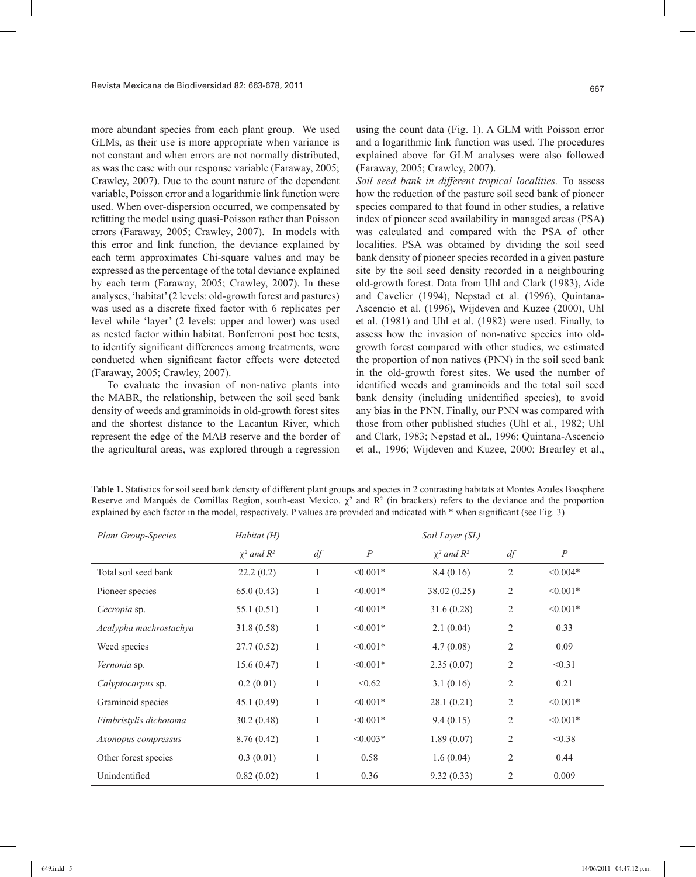more abundant species from each plant group. We used GLMs, as their use is more appropriate when variance is not constant and when errors are not normally distributed, as was the case with our response variable (Faraway, 2005; Crawley, 2007). Due to the count nature of the dependent variable, Poisson error and a logarithmic link function were used. When over-dispersion occurred, we compensated by refitting the model using quasi-Poisson rather than Poisson errors (Faraway, 2005; Crawley, 2007). In models with this error and link function, the deviance explained by each term approximates Chi-square values and may be expressed as the percentage of the total deviance explained by each term (Faraway, 2005; Crawley, 2007). In these analyses, 'habitat' (2 levels: old-growth forest and pastures) was used as a discrete fixed factor with 6 replicates per level while 'layer' (2 levels: upper and lower) was used as nested factor within habitat. Bonferroni post hoc tests, to identify significant differences among treatments, were conducted when significant factor effects were detected (Faraway, 2005; Crawley, 2007).

To evaluate the invasion of non-native plants into the MABR, the relationship, between the soil seed bank density of weeds and graminoids in old-growth forest sites and the shortest distance to the Lacantun River, which represent the edge of the MAB reserve and the border of the agricultural areas, was explored through a regression using the count data (Fig. 1). A GLM with Poisson error and a logarithmic link function was used. The procedures explained above for GLM analyses were also followed (Faraway, 2005; Crawley, 2007).

*Soil seed bank in different tropical localities.* To assess how the reduction of the pasture soil seed bank of pioneer species compared to that found in other studies, a relative index of pioneer seed availability in managed areas (PSA) was calculated and compared with the PSA of other localities. PSA was obtained by dividing the soil seed bank density of pioneer species recorded in a given pasture site by the soil seed density recorded in a neighbouring old-growth forest. Data from Uhl and Clark (1983), Aide and Cavelier (1994), Nepstad et al. (1996), Quintana-Ascencio et al. (1996), Wijdeven and Kuzee (2000), Uhl et al. (1981) and Uhl et al. (1982) were used. Finally, to assess how the invasion of non-native species into old-growth forest compared with other studies, we estimated the proportion of non natives (PNN) in the soil seed bank in the old-growth forest sites. We used the number of identified weeds and graminoids and the total soil seed bank density (including unidentified species), to avoid any bias in the PNN. Finally, our PNN was compared with those from other published studies (Uhl et al., 1982; Uhl and Clark, 1983; Nepstad et al., 1996; Quintana-Ascencio et al., 1996; Wijdeven and Kuzee, 2000; Brearley et al.,

**Table 1.** Statistics for soil seed bank density of different plant groups and species in 2 contrasting habitats at Montes Azules Biosphere Reserve and Marqués de Comillas Region, south-east Mexico. $\chi^2$ and $R^2$ (in brackets) refers to the deviance and the proportion explained by each factor in the model, respectively. P values are provided and indicated with * when significant (see Fig. 3)

| *Plant Group-Species* | *Habitat (H)* | | | *Soil Layer (SL)* | | |
|---|---|---|---|---|---|---|
| | $\chi^2$ *and* $R^2$ | *df* | *P* | $\chi^2$ *and* $R^2$ | *df* | *P* |
| Total soil seed bank | 22.2 (0.2) | 1 | <0.001* | 8.4 (0.16) | 2 | <0.004* |
| Pioneer species | 65.0 (0.43) | 1 | <0.001* | 38.02 (0.25) | 2 | <0.001* |
| *Cecropia* sp. | 55.1 (0.51) | 1 | <0.001* | 31.6 (0.28) | 2 | <0.001* |
| *Acalypha machrostachya* | 31.8 (0.58) | 1 | <0.001* | 2.1 (0.04) | 2 | 0.33 |
| Weed species | 27.7 (0.52) | 1 | <0.001* | 4.7 (0.08) | 2 | 0.09 |
| *Vernonia* sp. | 15.6 (0.47) | 1 | <0.001* | 2.35 (0.07) | 2 | <0.31 |
| *Calyptocarpus* sp. | 0.2 (0.01) | 1 | <0.62 | 3.1 (0.16) | 2 | 0.21 |
| Graminoid species | 45.1 (0.49) | 1 | <0.001* | 28.1 (0.21) | 2 | <0.001* |
| *Fimbristylis dichotoma* | 30.2 (0.48) | 1 | <0.001* | 9.4 (0.15) | 2 | <0.001* |
| *Axonopus compressus* | 8.76 (0.42) | 1 | <0.003* | 1.89 (0.07) | 2 | <0.38 |
| Other forest species | 0.3 (0.01) | 1 | 0.58 | 1.6 (0.04) | 2 | 0.44 |
| Unindentified | 0.82 (0.02) | 1 | 0.36 | 9.32 (0.33) | 2 | 0.009 |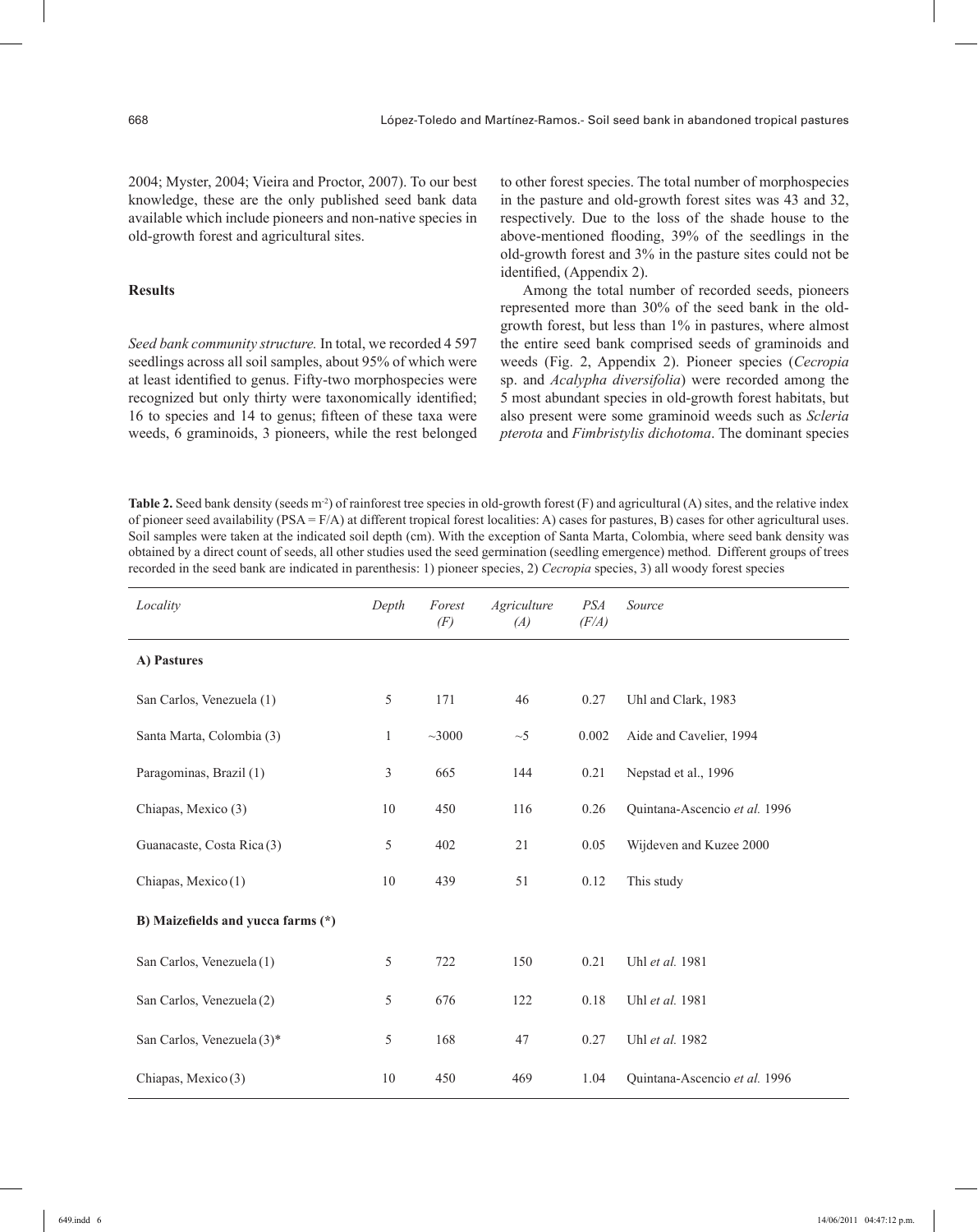2004; Myster, 2004; Vieira and Proctor, 2007). To our best knowledge, these are the only published seed bank data available which include pioneers and non-native species in old-growth forest and agricultural sites.

## Results

*Seed bank community structure.* In total, we recorded 4 597 seedlings across all soil samples, about 95% of which were at least identified to genus. Fifty-two morphospecies were recognized but only thirty were taxonomically identified; 16 to species and 14 to genus; fifteen of these taxa were weeds, 6 graminoids, 3 pioneers, while the rest belonged to other forest species. The total number of morphospecies in the pasture and old-growth forest sites was 43 and 32, respectively. Due to the loss of the shade house to the above-mentioned flooding, 39% of the seedlings in the old-growth forest and 3% in the pasture sites could not be identified, (Appendix 2).

Among the total number of recorded seeds, pioneers represented more than 30% of the seed bank in the old-growth forest, but less than 1% in pastures, where almost the entire seed bank comprised seeds of graminoids and weeds (Fig. 2, Appendix 2). Pioneer species (*Cecropia* sp. and *Acalypha diversifolia*) were recorded among the 5 most abundant species in old-growth forest habitats, but also present were some graminoid weeds such as *Scleria pterota* and *Fimbristylis dichotoma*. The dominant species

**Table 2.** Seed bank density (seeds m$^{-2}$) of rainforest tree species in old-growth forest (F) and agricultural (A) sites, and the relative index of pioneer seed availability (PSA = F/A) at different tropical forest localities: A) cases for pastures, B) cases for other agricultural uses. Soil samples were taken at the indicated soil depth (cm). With the exception of Santa Marta, Colombia, where seed bank density was obtained by a direct count of seeds, all other studies used the seed germination (seedling emergence) method. Different groups of trees recorded in the seed bank are indicated in parenthesis: 1) pioneer species, 2) *Cecropia* species, 3) all woody forest species

| *Locality* | *Depth* | *Forest (F)* | *Agriculture (A)* | *PSA (F/A)* | *Source* |
|---|---|---|---|---|---|
| **A) Pastures** | | | | | |
| San Carlos, Venezuela (1) | 5 | 171 | 46 | 0.27 | Uhl and Clark, 1983 |
| Santa Marta, Colombia (3) | 1 | ~3000 | ~5 | 0.002 | Aide and Cavelier, 1994 |
| Paragominas, Brazil (1) | 3 | 665 | 144 | 0.21 | Nepstad et al., 1996 |
| Chiapas, Mexico (3) | 10 | 450 | 116 | 0.26 | Quintana-Ascencio *et al.* 1996 |
| Guanacaste, Costa Rica (3) | 5 | 402 | 21 | 0.05 | Wijdeven and Kuzee 2000 |
| Chiapas, Mexico (1) | 10 | 439 | 51 | 0.12 | This study |
| **B) Maizefields and yucca farms (*)** | | | | | |
| San Carlos, Venezuela (1) | 5 | 722 | 150 | 0.21 | Uhl *et al.* 1981 |
| San Carlos, Venezuela (2) | 5 | 676 | 122 | 0.18 | Uhl *et al.* 1981 |
| San Carlos, Venezuela (3)* | 5 | 168 | 47 | 0.27 | Uhl *et al.* 1982 |
| Chiapas, Mexico (3) | 10 | 450 | 469 | 1.04 | Quintana-Ascencio *et al.* 1996 |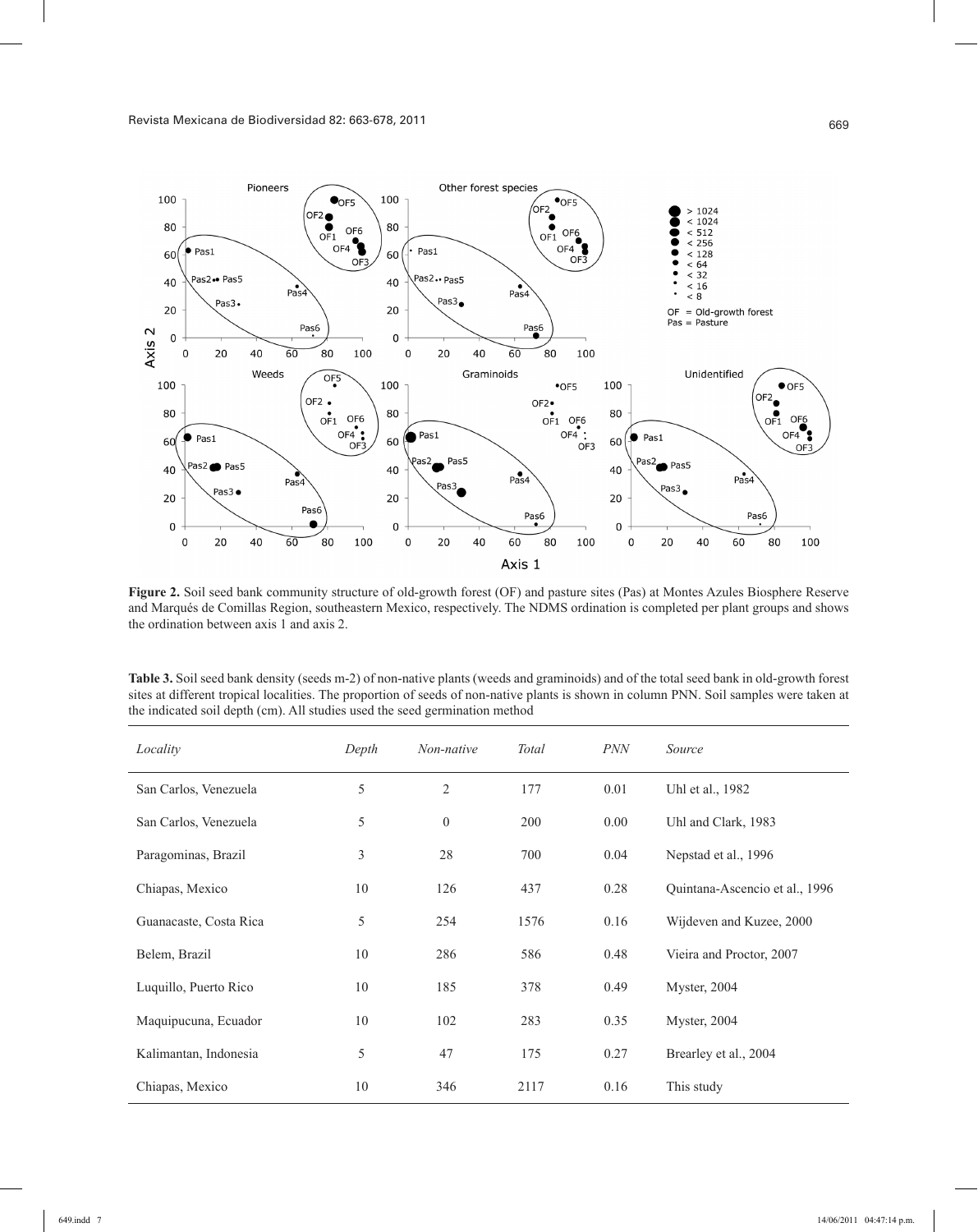**Figure 2.** Soil seed bank community structure of old-growth forest (OF) and pasture sites (Pas) at Montes Azules Biosphere Reserve and Marqués de Comillas Region, southeastern Mexico, respectively. The NDMS ordination is completed per plant groups and shows the ordination between axis 1 and axis 2.

**Table 3.** Soil seed bank density (seeds m-2) of non-native plants (weeds and graminoids) and of the total seed bank in old-growth forest sites at different tropical localities. The proportion of seeds of non-native plants is shown in column PNN. Soil samples were taken at the indicated soil depth (cm). All studies used the seed germination method

| *Locality* | *Depth* | *Non-native* | *Total* | *PNN* | *Source* |
|---|---|---|---|---|---|
| San Carlos, Venezuela | 5 | 2 | 177 | 0.01 | Uhl et al., 1982 |
| San Carlos, Venezuela | 5 | 0 | 200 | 0.00 | Uhl and Clark, 1983 |
| Paragominas, Brazil | 3 | 28 | 700 | 0.04 | Nepstad et al., 1996 |
| Chiapas, Mexico | 10 | 126 | 437 | 0.28 | Quintana-Ascencio et al., 1996 |
| Guanacaste, Costa Rica | 5 | 254 | 1576 | 0.16 | Wijdeven and Kuzee, 2000 |
| Belem, Brazil | 10 | 286 | 586 | 0.48 | Vieira and Proctor, 2007 |
| Luquillo, Puerto Rico | 10 | 185 | 378 | 0.49 | Myster, 2004 |
| Maquipucuna, Ecuador | 10 | 102 | 283 | 0.35 | Myster, 2004 |
| Kalimantan, Indonesia | 5 | 47 | 175 | 0.27 | Brearley et al., 2004 |
| Chiapas, Mexico | 10 | 346 | 2117 | 0.16 | This study |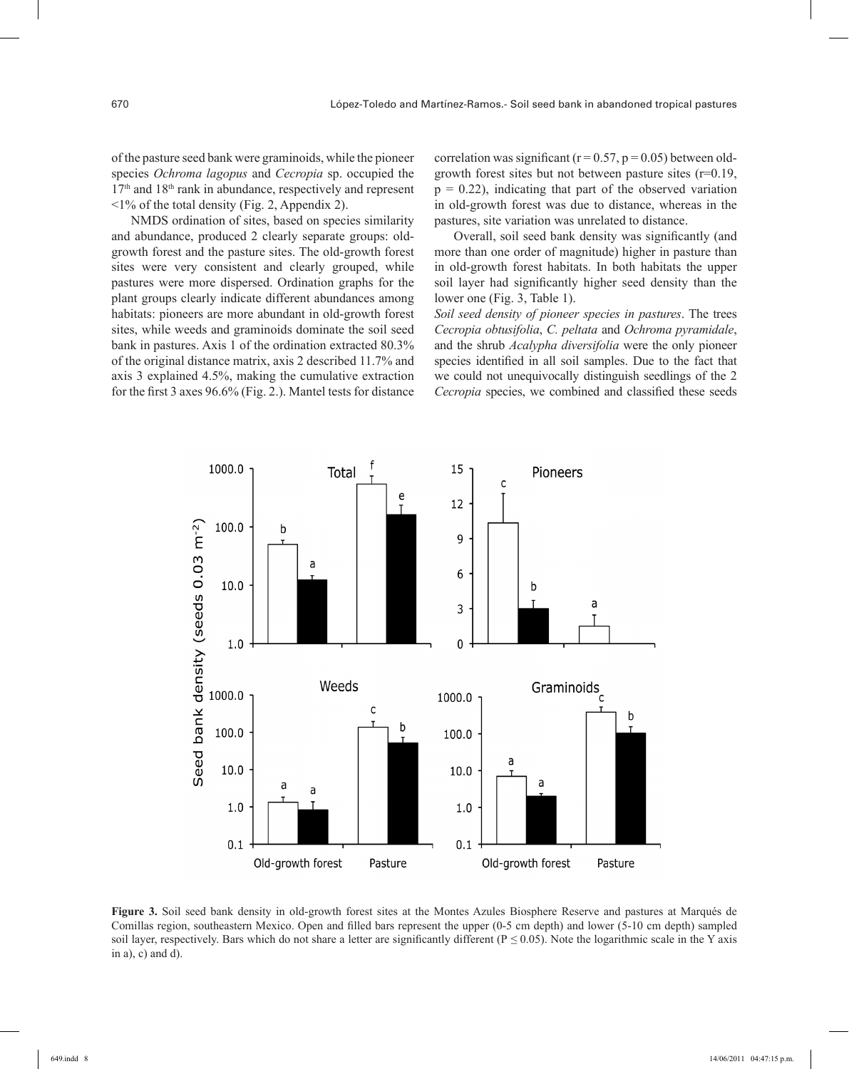of the pasture seed bank were graminoids, while the pioneer species *Ochroma lagopus* and *Cecropia* sp. occupied the 17[th] and 18[th] rank in abundance, respectively and represent <1% of the total density (Fig. 2, Appendix 2).

NMDS ordination of sites, based on species similarity and abundance, produced 2 clearly separate groups: old-growth forest and the pasture sites. The old-growth forest sites were very consistent and clearly grouped, while pastures were more dispersed. Ordination graphs for the plant groups clearly indicate different abundances among habitats: pioneers are more abundant in old-growth forest sites, while weeds and graminoids dominate the soil seed bank in pastures. Axis 1 of the ordination extracted 80.3% of the original distance matrix, axis 2 described 11.7% and axis 3 explained 4.5%, making the cumulative extraction for the first 3 axes 96.6% (Fig. 2.). Mantel tests for distance correlation was significant ($r = 0.57$, $p = 0.05$) between old-growth forest sites but not between pasture sites ($r=0.19$, $p = 0.22$), indicating that part of the observed variation in old-growth forest was due to distance, whereas in the pastures, site variation was unrelated to distance.

Overall, soil seed bank density was significantly (and more than one order of magnitude) higher in pasture than in old-growth forest habitats. In both habitats the upper soil layer had significantly higher seed density than the lower one (Fig. 3, Table 1).

*Soil seed density of pioneer species in pastures*. The trees *Cecropia obtusifolia*, *C. peltata* and *Ochroma pyramidale*, and the shrub *Acalypha diversifolia* were the only pioneer species identified in all soil samples. Due to the fact that we could not unequivocally distinguish seedlings of the 2 *Cecropia* species, we combined and classified these seeds

**Figure 3.** Soil seed bank density in old-growth forest sites at the Montes Azules Biosphere Reserve and pastures at Marqués de Comillas region, southeastern Mexico. Open and filled bars represent the upper (0-5 cm depth) and lower (5-10 cm depth) sampled soil layer, respectively. Bars which do not share a letter are significantly different ($P \leq 0.05$). Note the logarithmic scale in the Y axis in a), c) and d).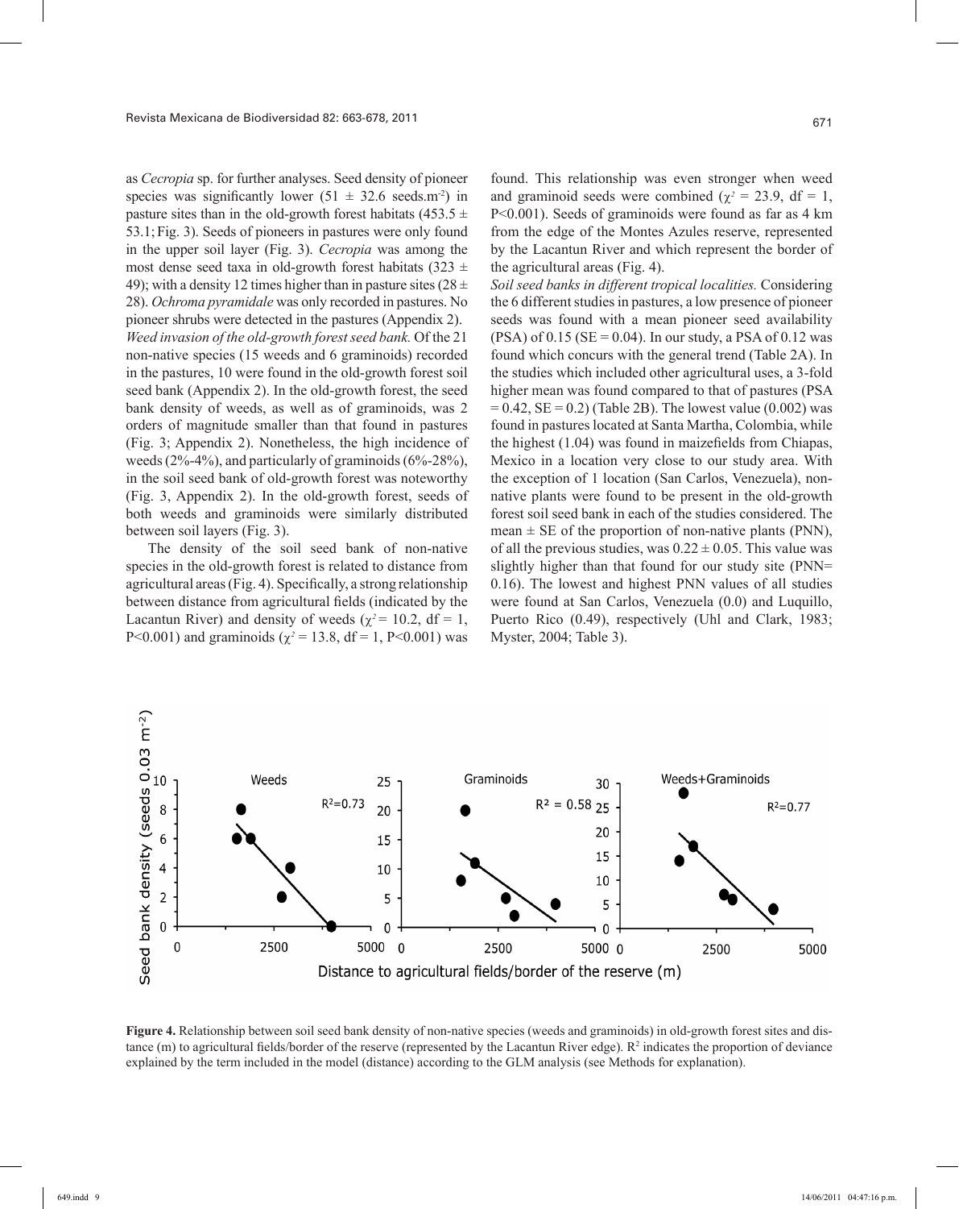as *Cecropia* sp. for further analyses. Seed density of pioneer species was significantly lower (51 ± 32.6 seeds.m$^{-2}$) in pasture sites than in the old-growth forest habitats (453.5 ± 53.1; Fig. 3). Seeds of pioneers in pastures were only found in the upper soil layer (Fig. 3). *Cecropia* was among the most dense seed taxa in old-growth forest habitats (323 ± 49); with a density 12 times higher than in pasture sites (28 ± 28). *Ochroma pyramidale* was only recorded in pastures. No pioneer shrubs were detected in the pastures (Appendix 2).

*Weed invasion of the old-growth forest seed bank.* Of the 21 non-native species (15 weeds and 6 graminoids) recorded in the pastures, 10 were found in the old-growth forest soil seed bank (Appendix 2). In the old-growth forest, the seed bank density of weeds, as well as of graminoids, was 2 orders of magnitude smaller than that found in pastures (Fig. 3; Appendix 2). Nonetheless, the high incidence of weeds (2%-4%), and particularly of graminoids (6%-28%), in the soil seed bank of old-growth forest was noteworthy (Fig. 3, Appendix 2). In the old-growth forest, seeds of both weeds and graminoids were similarly distributed between soil layers (Fig. 3).

The density of the soil seed bank of non-native species in the old-growth forest is related to distance from agricultural areas (Fig. 4). Specifically, a strong relationship between distance from agricultural fields (indicated by the Lacantun River) and density of weeds ($\chi^2$ = 10.2, df = 1, P<0.001) and graminoids ($\chi^2$ = 13.8, df = 1, P<0.001) was found. This relationship was even stronger when weed and graminoid seeds were combined ($\chi^2$ = 23.9, df = 1, P<0.001). Seeds of graminoids were found as far as 4 km from the edge of the Montes Azules reserve, represented by the Lacantun River and which represent the border of the agricultural areas (Fig. 4).

*Soil seed banks in different tropical localities.* Considering the 6 different studies in pastures, a low presence of pioneer seeds was found with a mean pioneer seed availability (PSA) of 0.15 (SE = 0.04). In our study, a PSA of 0.12 was found which concurs with the general trend (Table 2A). In the studies which included other agricultural uses, a 3-fold higher mean was found compared to that of pastures (PSA = 0.42, SE = 0.2) (Table 2B). The lowest value (0.002) was found in pastures located at Santa Martha, Colombia, while the highest (1.04) was found in maizefields from Chiapas, Mexico in a location very close to our study area. With the exception of 1 location (San Carlos, Venezuela), non-native plants were found to be present in the old-growth forest soil seed bank in each of the studies considered. The mean ± SE of the proportion of non-native plants (PNN), of all the previous studies, was 0.22 ± 0.05. This value was slightly higher than that found for our study site (PNN= 0.16). The lowest and highest PNN values of all studies were found at San Carlos, Venezuela (0.0) and Luquillo, Puerto Rico (0.49), respectively (Uhl and Clark, 1983; Myster, 2004; Table 3).

**Figure 4.** Relationship between soil seed bank density of non-native species (weeds and graminoids) in old-growth forest sites and distance (m) to agricultural fields/border of the reserve (represented by the Lacantun River edge). $R^2$ indicates the proportion of deviance explained by the term included in the model (distance) according to the GLM analysis (see Methods for explanation).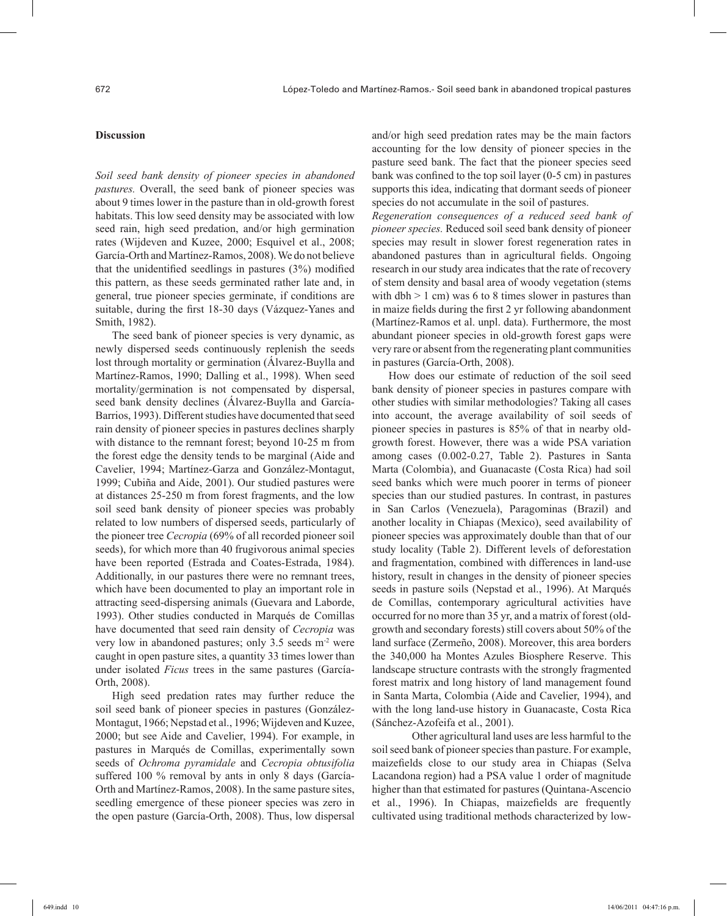## Discussion

*Soil seed bank density of pioneer species in abandoned pastures.* Overall, the seed bank of pioneer species was about 9 times lower in the pasture than in old-growth forest habitats. This low seed density may be associated with low seed rain, high seed predation, and/or high germination rates (Wijdeven and Kuzee, 2000; Esquivel et al., 2008; García-Orth and Martínez-Ramos, 2008). We do not believe that the unidentified seedlings in pastures (3%) modified this pattern, as these seeds germinated rather late and, in general, true pioneer species germinate, if conditions are suitable, during the first 18-30 days (Vázquez-Yanes and Smith, 1982).

The seed bank of pioneer species is very dynamic, as newly dispersed seeds continuously replenish the seeds lost through mortality or germination (Álvarez-Buylla and Martínez-Ramos, 1990; Dalling et al., 1998). When seed mortality/germination is not compensated by dispersal, seed bank density declines (Álvarez-Buylla and García-Barrios, 1993). Different studies have documented that seed rain density of pioneer species in pastures declines sharply with distance to the remnant forest; beyond 10-25 m from the forest edge the density tends to be marginal (Aide and Cavelier, 1994; Martínez-Garza and González-Montagut, 1999; Cubiña and Aide, 2001). Our studied pastures were at distances 25-250 m from forest fragments, and the low soil seed bank density of pioneer species was probably related to low numbers of dispersed seeds, particularly of the pioneer tree *Cecropia* (69% of all recorded pioneer soil seeds), for which more than 40 frugivorous animal species have been reported (Estrada and Coates-Estrada, 1984). Additionally, in our pastures there were no remnant trees, which have been documented to play an important role in attracting seed-dispersing animals (Guevara and Laborde, 1993). Other studies conducted in Marqués de Comillas have documented that seed rain density of *Cecropia* was very low in abandoned pastures; only 3.5 seeds $m^{-2}$ were caught in open pasture sites, a quantity 33 times lower than under isolated *Ficus* trees in the same pastures (García-Orth, 2008).

High seed predation rates may further reduce the soil seed bank of pioneer species in pastures (González-Montagut, 1966; Nepstad et al., 1996; Wijdeven and Kuzee, 2000; but see Aide and Cavelier, 1994). For example, in pastures in Marqués de Comillas, experimentally sown seeds of *Ochroma pyramidale* and *Cecropia obtusifolia* suffered 100 % removal by ants in only 8 days (García-Orth and Martínez-Ramos, 2008). In the same pasture sites, seedling emergence of these pioneer species was zero in the open pasture (García-Orth, 2008). Thus, low dispersal and/or high seed predation rates may be the main factors accounting for the low density of pioneer species in the pasture seed bank. The fact that the pioneer species seed bank was confined to the top soil layer (0-5 cm) in pastures supports this idea, indicating that dormant seeds of pioneer species do not accumulate in the soil of pastures.

*Regeneration consequences of a reduced seed bank of pioneer species.* Reduced soil seed bank density of pioneer species may result in slower forest regeneration rates in abandoned pastures than in agricultural fields. Ongoing research in our study area indicates that the rate of recovery of stem density and basal area of woody vegetation (stems with dbh > 1 cm) was 6 to 8 times slower in pastures than in maize fields during the first 2 yr following abandonment (Martínez-Ramos et al. unpl. data). Furthermore, the most abundant pioneer species in old-growth forest gaps were very rare or absent from the regenerating plant communities in pastures (García-Orth, 2008).

How does our estimate of reduction of the soil seed bank density of pioneer species in pastures compare with other studies with similar methodologies? Taking all cases into account, the average availability of soil seeds of pioneer species in pastures is 85% of that in nearby old-growth forest. However, there was a wide PSA variation among cases (0.002-0.27, Table 2). Pastures in Santa Marta (Colombia), and Guanacaste (Costa Rica) had soil seed banks which were much poorer in terms of pioneer species than our studied pastures. In contrast, in pastures in San Carlos (Venezuela), Paragominas (Brazil) and another locality in Chiapas (Mexico), seed availability of pioneer species was approximately double than that of our study locality (Table 2). Different levels of deforestation and fragmentation, combined with differences in land-use history, result in changes in the density of pioneer species seeds in pasture soils (Nepstad et al., 1996). At Marqués de Comillas, contemporary agricultural activities have occurred for no more than 35 yr, and a matrix of forest (old-growth and secondary forests) still covers about 50% of the land surface (Zermeño, 2008). Moreover, this area borders the 340,000 ha Montes Azules Biosphere Reserve. This landscape structure contrasts with the strongly fragmented forest matrix and long history of land management found in Santa Marta, Colombia (Aide and Cavelier, 1994), and with the long land-use history in Guanacaste, Costa Rica (Sánchez-Azofeifa et al., 2001).

Other agricultural land uses are less harmful to the soil seed bank of pioneer species than pasture. For example, maizefields close to our study area in Chiapas (Selva Lacandona region) had a PSA value 1 order of magnitude higher than that estimated for pastures (Quintana-Ascencio et al., 1996). In Chiapas, maizefields are frequently cultivated using traditional methods characterized by low-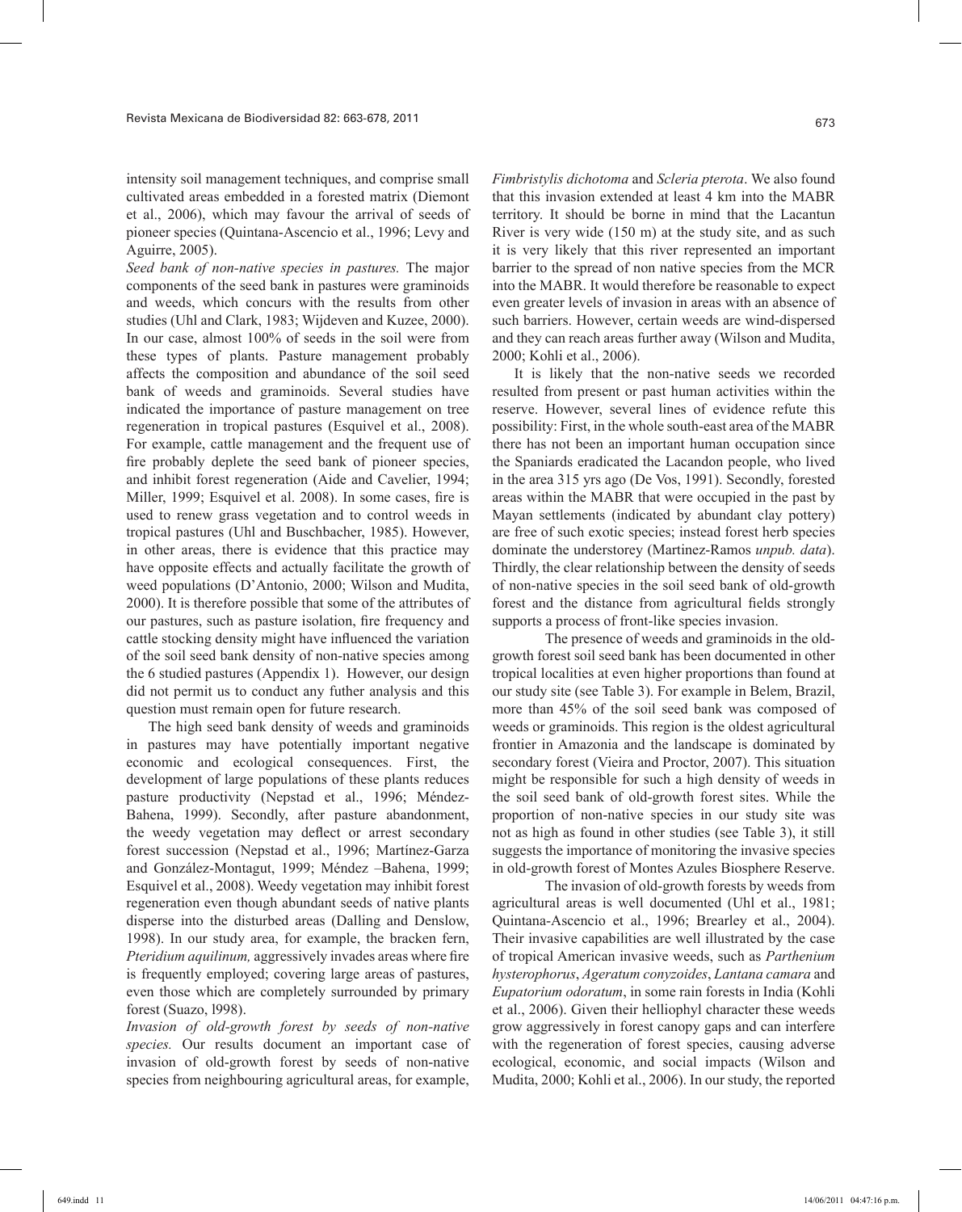intensity soil management techniques, and comprise small cultivated areas embedded in a forested matrix (Diemont et al., 2006), which may favour the arrival of seeds of pioneer species (Quintana-Ascencio et al., 1996; Levy and Aguirre, 2005).

*Seed bank of non-native species in pastures.* The major components of the seed bank in pastures were graminoids and weeds, which concurs with the results from other studies (Uhl and Clark, 1983; Wijdeven and Kuzee, 2000). In our case, almost 100% of seeds in the soil were from these types of plants. Pasture management probably affects the composition and abundance of the soil seed bank of weeds and graminoids. Several studies have indicated the importance of pasture management on tree regeneration in tropical pastures (Esquivel et al., 2008). For example, cattle management and the frequent use of fire probably deplete the seed bank of pioneer species, and inhibit forest regeneration (Aide and Cavelier, 1994; Miller, 1999; Esquivel et al. 2008). In some cases, fire is used to renew grass vegetation and to control weeds in tropical pastures (Uhl and Buschbacher, 1985). However, in other areas, there is evidence that this practice may have opposite effects and actually facilitate the growth of weed populations (D'Antonio, 2000; Wilson and Mudita, 2000). It is therefore possible that some of the attributes of our pastures, such as pasture isolation, fire frequency and cattle stocking density might have influenced the variation of the soil seed bank density of non-native species among the 6 studied pastures (Appendix 1). However, our design did not permit us to conduct any futher analysis and this question must remain open for future research.

The high seed bank density of weeds and graminoids in pastures may have potentially important negative economic and ecological consequences. First, the development of large populations of these plants reduces pasture productivity (Nepstad et al., 1996; Méndez-Bahena, 1999). Secondly, after pasture abandonment, the weedy vegetation may deflect or arrest secondary forest succession (Nepstad et al., 1996; Martínez-Garza and González-Montagut, 1999; Méndez –Bahena, 1999; Esquivel et al., 2008). Weedy vegetation may inhibit forest regeneration even though abundant seeds of native plants disperse into the disturbed areas (Dalling and Denslow, 1998). In our study area, for example, the bracken fern, *Pteridium aquilinum,* aggressively invades areas where fire is frequently employed; covering large areas of pastures, even those which are completely surrounded by primary forest (Suazo, l998).

*Invasion of old-growth forest by seeds of non-native species.* Our results document an important case of invasion of old-growth forest by seeds of non-native species from neighbouring agricultural areas, for example, *Fimbristylis dichotoma* and *Scleria pterota*. We also found that this invasion extended at least 4 km into the MABR territory. It should be borne in mind that the Lacantun River is very wide (150 m) at the study site, and as such it is very likely that this river represented an important barrier to the spread of non native species from the MCR into the MABR. It would therefore be reasonable to expect even greater levels of invasion in areas with an absence of such barriers. However, certain weeds are wind-dispersed and they can reach areas further away (Wilson and Mudita, 2000; Kohli et al., 2006).

It is likely that the non-native seeds we recorded resulted from present or past human activities within the reserve. However, several lines of evidence refute this possibility: First, in the whole south-east area of the MABR there has not been an important human occupation since the Spaniards eradicated the Lacandon people, who lived in the area 315 yrs ago (De Vos, 1991). Secondly, forested areas within the MABR that were occupied in the past by Mayan settlements (indicated by abundant clay pottery) are free of such exotic species; instead forest herb species dominate the understorey (Martinez-Ramos *unpub. data*). Thirdly, the clear relationship between the density of seeds of non-native species in the soil seed bank of old-growth forest and the distance from agricultural fields strongly supports a process of front-like species invasion.

The presence of weeds and graminoids in the old-growth forest soil seed bank has been documented in other tropical localities at even higher proportions than found at our study site (see Table 3). For example in Belem, Brazil, more than 45% of the soil seed bank was composed of weeds or graminoids. This region is the oldest agricultural frontier in Amazonia and the landscape is dominated by secondary forest (Vieira and Proctor, 2007). This situation might be responsible for such a high density of weeds in the soil seed bank of old-growth forest sites. While the proportion of non-native species in our study site was not as high as found in other studies (see Table 3), it still suggests the importance of monitoring the invasive species in old-growth forest of Montes Azules Biosphere Reserve.

The invasion of old-growth forests by weeds from agricultural areas is well documented (Uhl et al., 1981; Quintana-Ascencio et al., 1996; Brearley et al., 2004). Their invasive capabilities are well illustrated by the case of tropical American invasive weeds, such as *Parthenium hysterophorus*, *Ageratum conyzoides*, *Lantana camara* and *Eupatorium odoratum*, in some rain forests in India (Kohli et al., 2006). Given their helliophyl character these weeds grow aggressively in forest canopy gaps and can interfere with the regeneration of forest species, causing adverse ecological, economic, and social impacts (Wilson and Mudita, 2000; Kohli et al., 2006). In our study, the reported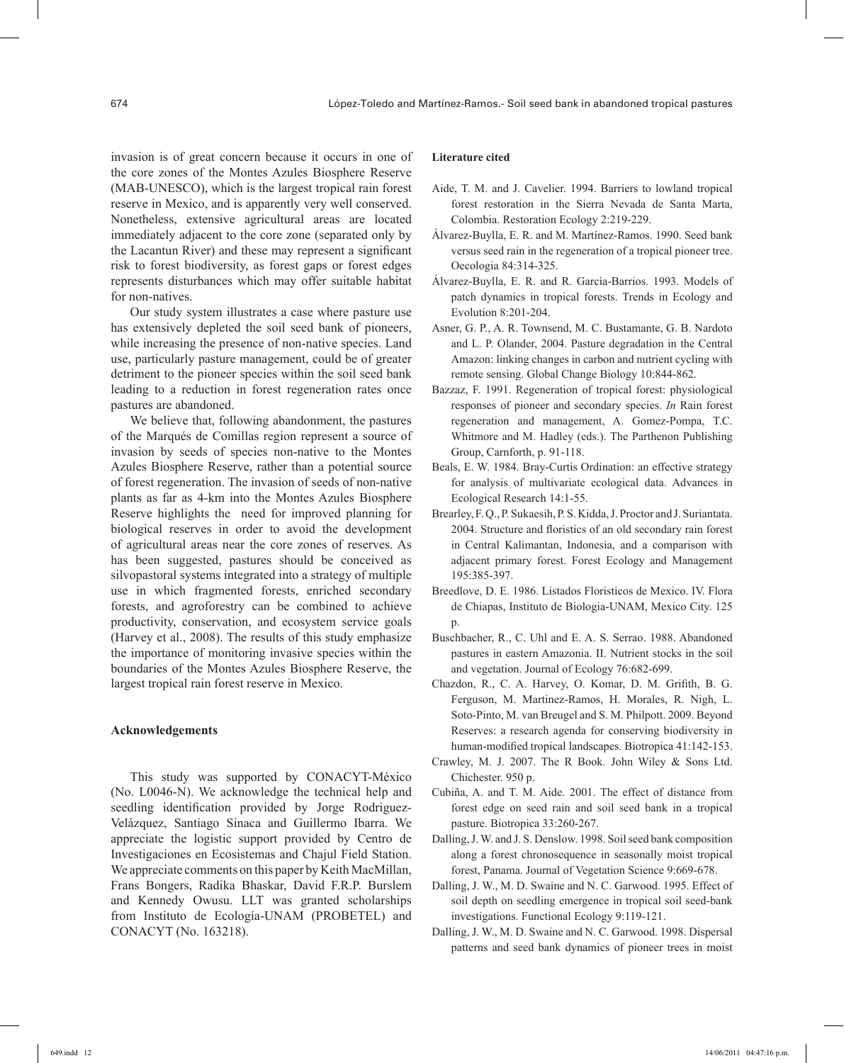invasion is of great concern because it occurs in one of the core zones of the Montes Azules Biosphere Reserve (MAB-UNESCO), which is the largest tropical rain forest reserve in Mexico, and is apparently very well conserved. Nonetheless, extensive agricultural areas are located immediately adjacent to the core zone (separated only by the Lacantun River) and these may represent a significant risk to forest biodiversity, as forest gaps or forest edges represents disturbances which may offer suitable habitat for non-natives.

Our study system illustrates a case where pasture use has extensively depleted the soil seed bank of pioneers, while increasing the presence of non-native species. Land use, particularly pasture management, could be of greater detriment to the pioneer species within the soil seed bank leading to a reduction in forest regeneration rates once pastures are abandoned.

We believe that, following abandonment, the pastures of the Marqués de Comillas region represent a source of invasion by seeds of species non-native to the Montes Azules Biosphere Reserve, rather than a potential source of forest regeneration. The invasion of seeds of non-native plants as far as 4-km into the Montes Azules Biosphere Reserve highlights the need for improved planning for biological reserves in order to avoid the development of agricultural areas near the core zones of reserves. As has been suggested, pastures should be conceived as silvopastoral systems integrated into a strategy of multiple use in which fragmented forests, enriched secondary forests, and agroforestry can be combined to achieve productivity, conservation, and ecosystem service goals (Harvey et al., 2008). The results of this study emphasize the importance of monitoring invasive species within the boundaries of the Montes Azules Biosphere Reserve, the largest tropical rain forest reserve in Mexico.

## Acknowledgements

This study was supported by CONACYT-México (No. L0046-N). We acknowledge the technical help and seedling identification provided by Jorge Rodriguez-Velázquez, Santiago Sinaca and Guillermo Ibarra. We appreciate the logistic support provided by Centro de Investigaciones en Ecosistemas and Chajul Field Station. We appreciate comments on this paper by Keith MacMillan, Frans Bongers, Radika Bhaskar, David F.R.P. Burslem and Kennedy Owusu. LLT was granted scholarships from Instituto de Ecología-UNAM (PROBETEL) and CONACYT (No. 163218).

## Literature cited

Aide, T. M. and J. Cavelier. 1994. Barriers to lowland tropical forest restoration in the Sierra Nevada de Santa Marta, Colombia. Restoration Ecology 2:219-229.

Álvarez-Buylla, E. R. and M. Martínez-Ramos. 1990. Seed bank versus seed rain in the regeneration of a tropical pioneer tree. Oecologia 84:314-325.

Álvarez-Buylla, E. R. and R. García-Barrios. 1993. Models of patch dynamics in tropical forests. Trends in Ecology and Evolution 8:201-204.

Asner, G. P., A. R. Townsend, M. C. Bustamante, G. B. Nardoto and L. P. Olander, 2004. Pasture degradation in the Central Amazon: linking changes in carbon and nutrient cycling with remote sensing. Global Change Biology 10:844-862.

Bazzaz, F. 1991. Regeneration of tropical forest: physiological responses of pioneer and secondary species. *In* Rain forest regeneration and management, A. Gomez-Pompa, T.C. Whitmore and M. Hadley (eds.). The Parthenon Publishing Group, Carnforth, p. 91-118.

Beals, E. W. 1984. Bray-Curtis Ordination: an effective strategy for analysis of multivariate ecological data. Advances in Ecological Research 14:1-55.

Brearley, F. Q., P. Sukaesih, P. S. Kidda, J. Proctor and J. Suriantata. 2004. Structure and floristics of an old secondary rain forest in Central Kalimantan, Indonesia, and a comparison with adjacent primary forest. Forest Ecology and Management 195:385-397.

Breedlove, D. E. 1986. Listados Floristicos de Mexico. IV. Flora de Chiapas, Instituto de Biologia-UNAM, Mexico City. 125 p.

Buschbacher, R., C. Uhl and E. A. S. Serrao. 1988. Abandoned pastures in eastern Amazonia. II. Nutrient stocks in the soil and vegetation. Journal of Ecology 76:682-699.

Chazdon, R., C. A. Harvey, O. Komar, D. M. Grifith, B. G. Ferguson, M. Martinez-Ramos, H. Morales, R. Nigh, L. Soto-Pinto, M. van Breugel and S. M. Philpott. 2009. Beyond Reserves: a research agenda for conserving biodiversity in human-modified tropical landscapes. Biotropica 41:142-153.

Crawley, M. J. 2007. The R Book. John Wiley & Sons Ltd. Chichester. 950 p.

Cubiña, A. and T. M. Aide. 2001. The effect of distance from forest edge on seed rain and soil seed bank in a tropical pasture. Biotropica 33:260-267.

Dalling, J. W. and J. S. Denslow. 1998. Soil seed bank composition along a forest chronosequence in seasonally moist tropical forest, Panama. Journal of Vegetation Science 9:669-678.

Dalling, J. W., M. D. Swaine and N. C. Garwood. 1995. Effect of soil depth on seedling emergence in tropical soil seed-bank investigations. Functional Ecology 9:119-121.

Dalling, J. W., M. D. Swaine and N. C. Garwood. 1998. Dispersal patterns and seed bank dynamics of pioneer trees in moist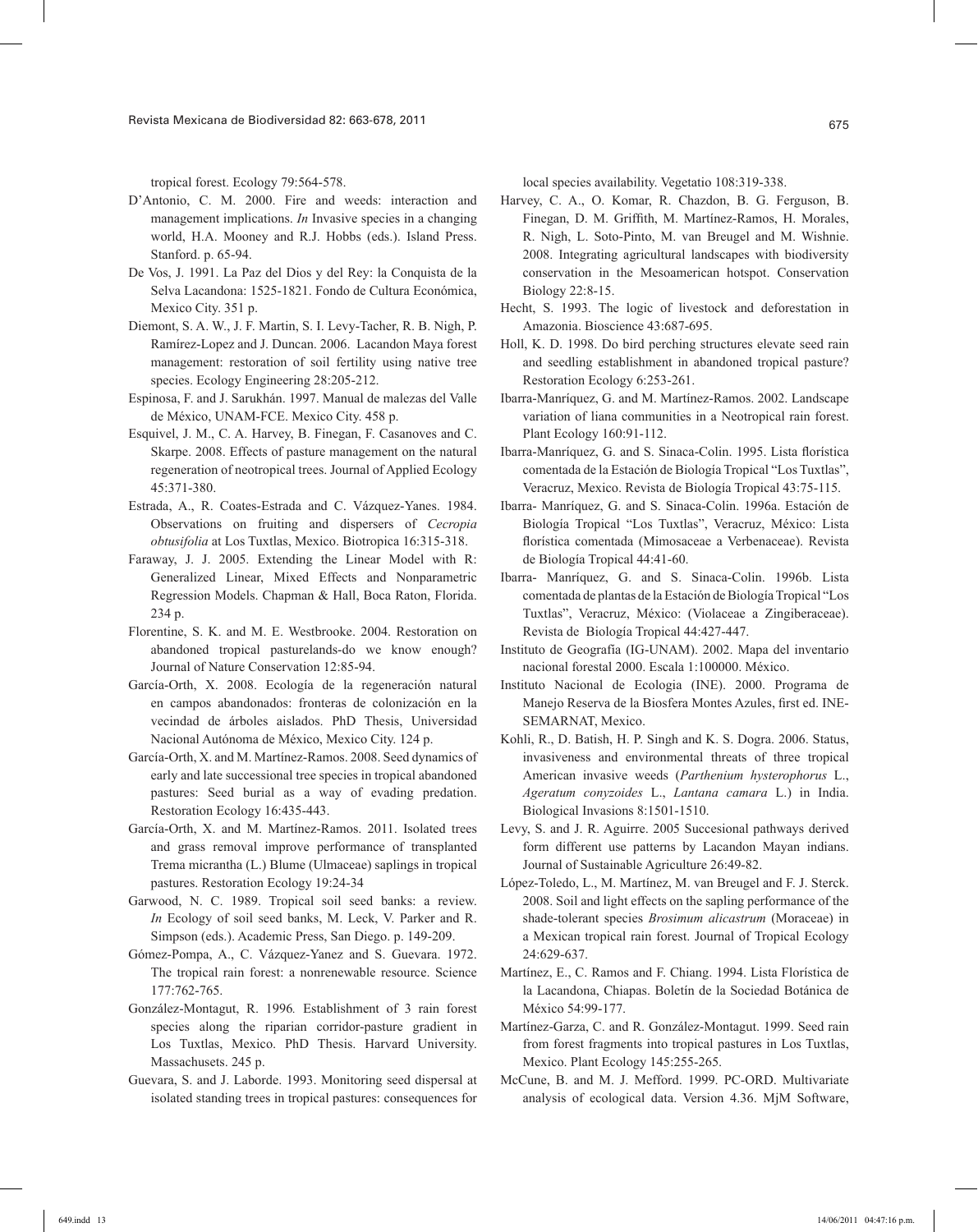tropical forest. Ecology 79:564-578.

D'Antonio, C. M. 2000. Fire and weeds: interaction and management implications. *In* Invasive species in a changing world, H.A. Mooney and R.J. Hobbs (eds.). Island Press. Stanford. p. 65-94.

De Vos, J. 1991. La Paz del Dios y del Rey: la Conquista de la Selva Lacandona: 1525-1821. Fondo de Cultura Económica, Mexico City. 351 p.

Diemont, S. A. W., J. F. Martin, S. I. Levy-Tacher, R. B. Nigh, P. Ramírez-Lopez and J. Duncan. 2006. Lacandon Maya forest management: restoration of soil fertility using native tree species. Ecology Engineering 28:205-212.

Espinosa, F. and J. Sarukhán. 1997. Manual de malezas del Valle de México, UNAM-FCE. Mexico City. 458 p.

Esquivel, J. M., C. A. Harvey, B. Finegan, F. Casanoves and C. Skarpe. 2008. Effects of pasture management on the natural regeneration of neotropical trees. Journal of Applied Ecology 45:371-380.

Estrada, A., R. Coates-Estrada and C. Vázquez-Yanes. 1984. Observations on fruiting and dispersers of *Cecropia obtusifolia* at Los Tuxtlas, Mexico. Biotropica 16:315-318.

Faraway, J. J. 2005. Extending the Linear Model with R: Generalized Linear, Mixed Effects and Nonparametric Regression Models. Chapman & Hall, Boca Raton, Florida. 234 p.

Florentine, S. K. and M. E. Westbrooke. 2004. Restoration on abandoned tropical pasturelands-do we know enough? Journal of Nature Conservation 12:85-94.

García-Orth, X. 2008. Ecología de la regeneración natural en campos abandonados: fronteras de colonización en la vecindad de árboles aislados. PhD Thesis, Universidad Nacional Autónoma de México, Mexico City. 124 p.

García-Orth, X. and M. Martínez-Ramos. 2008. Seed dynamics of early and late successional tree species in tropical abandoned pastures: Seed burial as a way of evading predation. Restoration Ecology 16:435-443.

García-Orth, X. and M. Martínez-Ramos. 2011. Isolated trees and grass removal improve performance of transplanted Trema micrantha (L.) Blume (Ulmaceae) saplings in tropical pastures. Restoration Ecology 19:24-34

Garwood, N. C. 1989. Tropical soil seed banks: a review. *In* Ecology of soil seed banks, M. Leck, V. Parker and R. Simpson (eds.). Academic Press, San Diego. p. 149-209.

Gómez-Pompa, A., C. Vázquez-Yanez and S. Guevara. 1972. The tropical rain forest: a nonrenewable resource. Science 177:762-765.

González-Montagut, R. 1996*.* Establishment of 3 rain forest species along the riparian corridor-pasture gradient in Los Tuxtlas, Mexico. PhD Thesis. Harvard University. Massachusets. 245 p.

Guevara, S. and J. Laborde. 1993. Monitoring seed dispersal at isolated standing trees in tropical pastures: consequences for local species availability. Vegetatio 108:319-338.

Harvey, C. A., O. Komar, R. Chazdon, B. G. Ferguson, B. Finegan, D. M. Griffith, M. Martínez-Ramos, H. Morales, R. Nigh, L. Soto-Pinto, M. van Breugel and M. Wishnie. 2008. Integrating agricultural landscapes with biodiversity conservation in the Mesoamerican hotspot. Conservation Biology 22:8-15.

Hecht, S. 1993. The logic of livestock and deforestation in Amazonia. Bioscience 43:687-695.

Holl, K. D. 1998. Do bird perching structures elevate seed rain and seedling establishment in abandoned tropical pasture? Restoration Ecology 6:253-261.

Ibarra-Manríquez, G. and M. Martínez-Ramos. 2002. Landscape variation of liana communities in a Neotropical rain forest. Plant Ecology 160:91-112.

Ibarra-Manríquez, G. and S. Sinaca-Colin. 1995. Lista florística comentada de la Estación de Biología Tropical "Los Tuxtlas", Veracruz, Mexico. Revista de Biología Tropical 43:75-115.

Ibarra- Manríquez, G. and S. Sinaca-Colin. 1996a. Estación de Biología Tropical "Los Tuxtlas", Veracruz, México: Lista florística comentada (Mimosaceae a Verbenaceae). Revista de Biología Tropical 44:41-60.

Ibarra- Manríquez, G. and S. Sinaca-Colin. 1996b. Lista comentada de plantas de la Estación de Biología Tropical "Los Tuxtlas", Veracruz, México: (Violaceae a Zingiberaceae). Revista de Biología Tropical 44:427-447.

Instituto de Geografía (IG-UNAM). 2002. Mapa del inventario nacional forestal 2000. Escala 1:100000. México.

Instituto Nacional de Ecologia (INE). 2000. Programa de Manejo Reserva de la Biosfera Montes Azules, first ed. INE-SEMARNAT, Mexico.

Kohli, R., D. Batish, H. P. Singh and K. S. Dogra. 2006. Status, invasiveness and environmental threats of three tropical American invasive weeds (*Parthenium hysterophorus* L., *Ageratum conyzoides* L., *Lantana camara* L.) in India. Biological Invasions 8:1501-1510.

Levy, S. and J. R. Aguirre. 2005 Succesional pathways derived form different use patterns by Lacandon Mayan indians. Journal of Sustainable Agriculture 26:49-82.

López-Toledo, L., M. Martínez, M. van Breugel and F. J. Sterck. 2008. Soil and light effects on the sapling performance of the shade-tolerant species *Brosimum alicastrum* (Moraceae) in a Mexican tropical rain forest. Journal of Tropical Ecology 24:629-637.

Martínez, E., C. Ramos and F. Chiang. 1994. Lista Florística de la Lacandona, Chiapas. Boletín de la Sociedad Botánica de México 54:99-177.

Martínez-Garza, C. and R. González-Montagut. 1999. Seed rain from forest fragments into tropical pastures in Los Tuxtlas, Mexico. Plant Ecology 145:255-265.

McCune, B. and M. J. Mefford. 1999. PC-ORD. Multivariate analysis of ecological data. Version 4.36. MjM Software,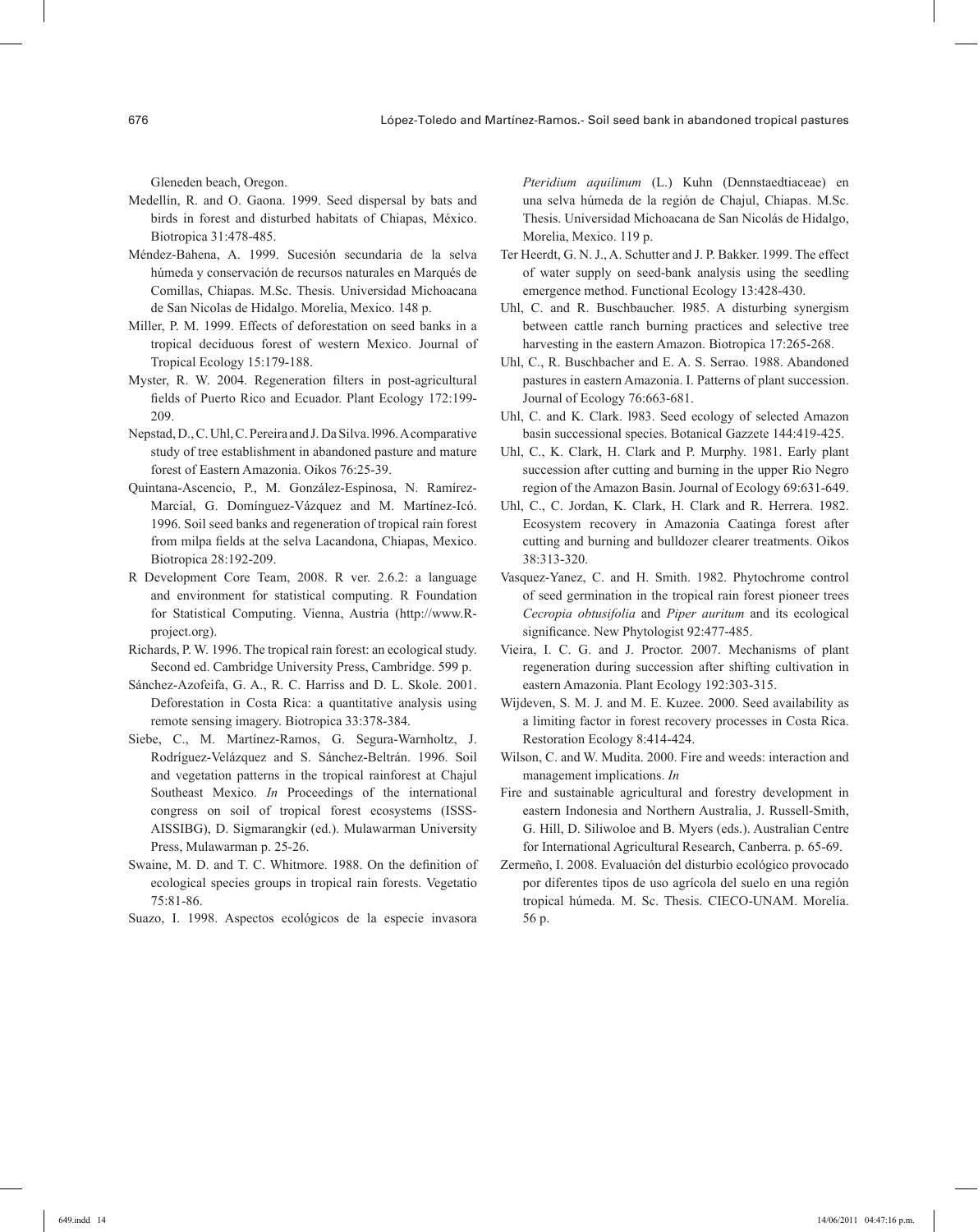Gleneden beach, Oregon.

Medellín, R. and O. Gaona. 1999. Seed dispersal by bats and birds in forest and disturbed habitats of Chiapas, México. Biotropica 31:478-485.

Méndez-Bahena, A. 1999. Sucesión secundaria de la selva húmeda y conservación de recursos naturales en Marqués de Comillas, Chiapas. M.Sc. Thesis. Universidad Michoacana de San Nicolas de Hidalgo. Morelia, Mexico. 148 p.

Miller, P. M. 1999. Effects of deforestation on seed banks in a tropical deciduous forest of western Mexico. Journal of Tropical Ecology 15:179-188.

Myster, R. W. 2004. Regeneration filters in post-agricultural fields of Puerto Rico and Ecuador. Plant Ecology 172:199-209.

Nepstad, D., C. Uhl, C. Pereira and J. Da Silva. l996. A comparative study of tree establishment in abandoned pasture and mature forest of Eastern Amazonia. Oikos 76:25-39.

Quintana-Ascencio, P., M. González-Espinosa, N. Ramírez-Marcial, G. Domínguez-Vázquez and M. Martínez-Icó. 1996. Soil seed banks and regeneration of tropical rain forest from milpa fields at the selva Lacandona, Chiapas, Mexico. Biotropica 28:192-209.

R Development Core Team, 2008. R ver. 2.6.2: a language and environment for statistical computing. R Foundation for Statistical Computing. Vienna, Austria (http://www.R-project.org).

Richards, P. W. 1996. The tropical rain forest: an ecological study. Second ed. Cambridge University Press, Cambridge. 599 p.

Sánchez-Azofeifa, G. A., R. C. Harriss and D. L. Skole. 2001. Deforestation in Costa Rica: a quantitative analysis using remote sensing imagery. Biotropica 33:378-384.

Siebe, C., M. Martínez-Ramos, G. Segura-Warnholtz, J. Rodríguez-Velázquez and S. Sánchez-Beltrán. 1996. Soil and vegetation patterns in the tropical rainforest at Chajul Southeast Mexico. *In* Proceedings of the international congress on soil of tropical forest ecosystems (ISSS-AISSIBG), D. Sigmarangkir (ed.). Mulawarman University Press, Mulawarman p. 25-26.

Swaine, M. D. and T. C. Whitmore. 1988. On the definition of ecological species groups in tropical rain forests. Vegetatio 75:81-86.

Suazo, I. 1998. Aspectos ecológicos de la especie invasora *Pteridium aquilinum* (L.) Kuhn (Dennstaedtiaceae) en una selva húmeda de la región de Chajul, Chiapas. M.Sc. Thesis. Universidad Michoacana de San Nicolás de Hidalgo, Morelia, Mexico. 119 p.

Ter Heerdt, G. N. J., A. Schutter and J. P. Bakker. 1999. The effect of water supply on seed-bank analysis using the seedling emergence method. Functional Ecology 13:428-430.

Uhl, C. and R. Buschbaucher. l985. A disturbing synergism between cattle ranch burning practices and selective tree harvesting in the eastern Amazon. Biotropica 17:265-268.

Uhl, C., R. Buschbacher and E. A. S. Serrao. 1988. Abandoned pastures in eastern Amazonia. I. Patterns of plant succession. Journal of Ecology 76:663-681.

Uhl, C. and K. Clark. l983. Seed ecology of selected Amazon basin successional species. Botanical Gazzete 144:419-425.

Uhl, C., K. Clark, H. Clark and P. Murphy. 1981. Early plant succession after cutting and burning in the upper Rio Negro region of the Amazon Basin. Journal of Ecology 69:631-649.

Uhl, C., C. Jordan, K. Clark, H. Clark and R. Herrera. 1982. Ecosystem recovery in Amazonia Caatinga forest after cutting and burning and bulldozer clearer treatments. Oikos 38:313-320.

Vasquez-Yanez, C. and H. Smith. 1982. Phytochrome control of seed germination in the tropical rain forest pioneer trees *Cecropia obtusifolia* and *Piper auritum* and its ecological significance. New Phytologist 92:477-485.

Vieira, I. C. G. and J. Proctor. 2007. Mechanisms of plant regeneration during succession after shifting cultivation in eastern Amazonia. Plant Ecology 192:303-315.

Wijdeven, S. M. J. and M. E. Kuzee. 2000. Seed availability as a limiting factor in forest recovery processes in Costa Rica. Restoration Ecology 8:414-424.

Wilson, C. and W. Mudita. 2000. Fire and weeds: interaction and management implications. *In*

Fire and sustainable agricultural and forestry development in eastern Indonesia and Northern Australia, J. Russell-Smith, G. Hill, D. Siliwoloe and B. Myers (eds.). Australian Centre for International Agricultural Research, Canberra. p. 65-69.

Zermeño, I. 2008. Evaluación del disturbio ecológico provocado por diferentes tipos de uso agrícola del suelo en una región tropical húmeda. M. Sc. Thesis. CIECO-UNAM. Morelia. 56 p.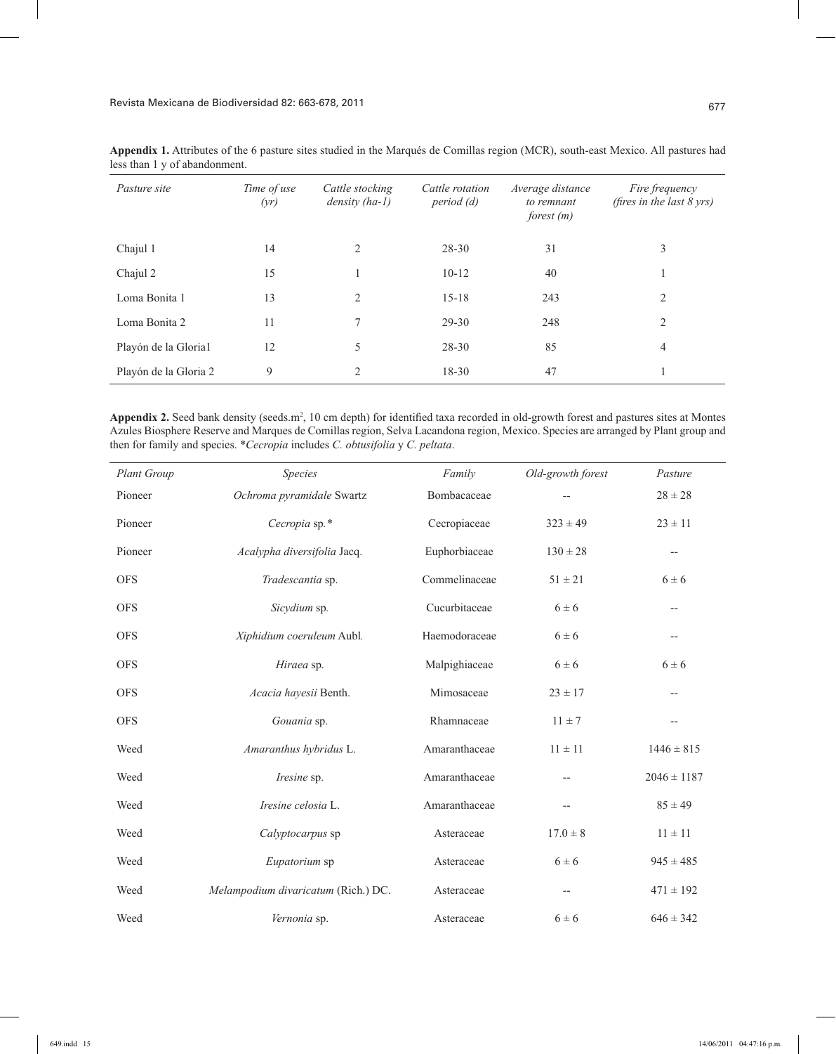**Appendix 1.** Attributes of the 6 pasture sites studied in the Marqués de Comillas region (MCR), south-east Mexico. All pastures had less than 1 y of abandonment.

| *Pasture site* | *Time of use (yr)* | *Cattle stocking density (ha-1)* | *Cattle rotation period (d)* | *Average distance to remnant forest (m)* | *Fire frequency (fires in the last 8 yrs)* |
|---|---|---|---|---|---|
| Chajul 1 | 14 | 2 | 28-30 | 31 | 3 |
| Chajul 2 | 15 | 1 | 10-12 | 40 | 1 |
| Loma Bonita 1 | 13 | 2 | 15-18 | 243 | 2 |
| Loma Bonita 2 | 11 | 7 | 29-30 | 248 | 2 |
| Playón de la Gloria1 | 12 | 5 | 28-30 | 85 | 4 |
| Playón de la Gloria 2 | 9 | 2 | 18-30 | 47 | 1 |

**Appendix 2.** Seed bank density (seeds.m$^2$, 10 cm depth) for identified taxa recorded in old-growth forest and pastures sites at Montes Azules Biosphere Reserve and Marques de Comillas region, Selva Lacandona region, Mexico. Species are arranged by Plant group and then for family and species. \**Cecropia* includes *C. obtusifolia* y *C. peltata*.

| *Plant Group* | *Species* | *Family* | *Old-growth forest* | *Pasture* |
|---|---|---|---|---|
| Pioneer | *Ochroma pyramidale* Swartz | Bombacaceae | -- | 28 ± 28 |
| Pioneer | *Cecropia* sp.\* | Cecropiaceae | 323 ± 49 | 23 ± 11 |
| Pioneer | *Acalypha diversifolia* Jacq. | Euphorbiaceae | 130 ± 28 | -- |
| OFS | *Tradescantia* sp. | Commelinaceae | 51 ± 21 | 6 ± 6 |
| OFS | *Sicydium* sp. | Cucurbitaceae | 6 ± 6 | -- |
| OFS | *Xiphidium coeruleum* Aubl. | Haemodoraceae | 6 ± 6 | -- |
| OFS | *Hiraea* sp. | Malpighiaceae | 6 ± 6 | 6 ± 6 |
| OFS | *Acacia hayesii* Benth. | Mimosaceae | 23 ± 17 | -- |
| OFS | *Gouania* sp. | Rhamnaceae | 11 ± 7 | -- |
| Weed | *Amaranthus hybridus* L. | Amaranthaceae | 11 ± 11 | 1446 ± 815 |
| Weed | *Iresine* sp. | Amaranthaceae | -- | 2046 ± 1187 |
| Weed | *Iresine celosia* L. | Amaranthaceae | -- | 85 ± 49 |
| Weed | *Calyptocarpus* sp | Asteraceae | 17.0 ± 8 | 11 ± 11 |
| Weed | *Eupatorium* sp | Asteraceae | 6 ± 6 | 945 ± 485 |
| Weed | *Melampodium divaricatum* (Rich.) DC. | Asteraceae | -- | 471 ± 192 |
| Weed | *Vernonia* sp. | Asteraceae | 6 ± 6 | 646 ± 342 |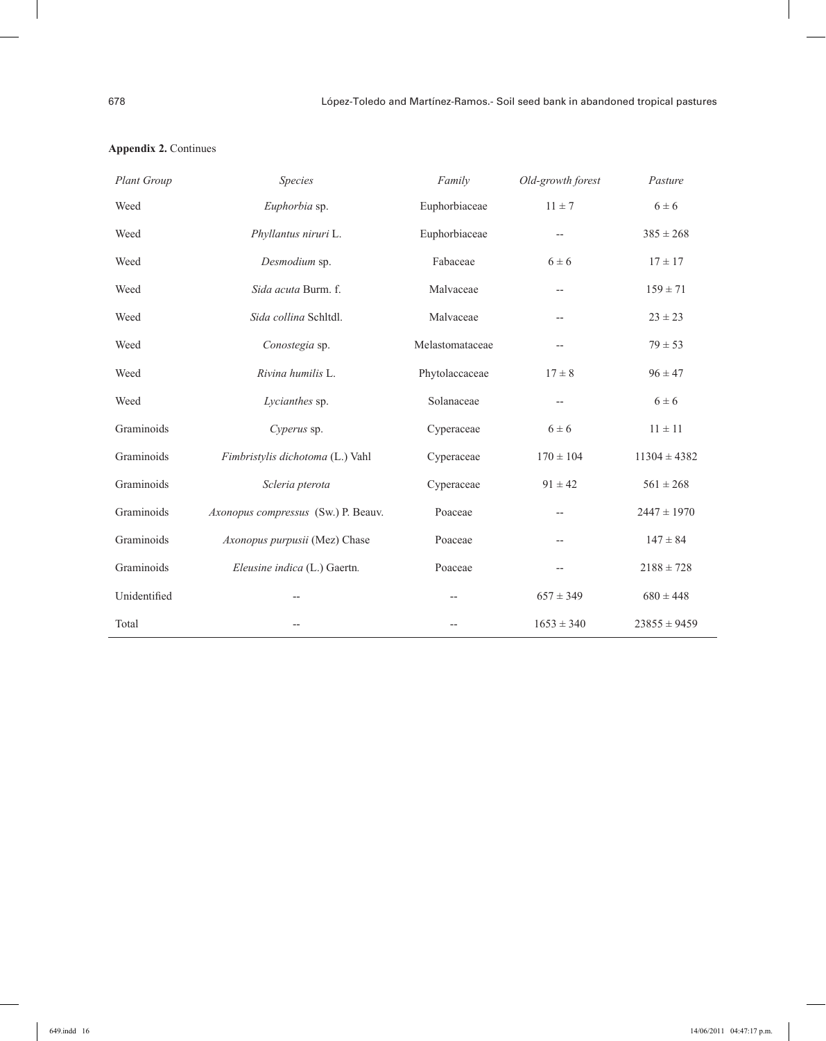**Appendix 2.** Continues

| *Plant Group* | *Species* | *Family* | *Old-growth forest* | *Pasture* |
|---|---|---|---|---|
| Weed | *Euphorbia* sp. | Euphorbiaceae | 11 ± 7 | 6 ± 6 |
| Weed | *Phyllantus niruri* L. | Euphorbiaceae | -- | 385 ± 268 |
| Weed | *Desmodium* sp. | Fabaceae | 6 ± 6 | 17 ± 17 |
| Weed | *Sida acuta* Burm. f. | Malvaceae | -- | 159 ± 71 |
| Weed | *Sida collina* Schltdl. | Malvaceae | -- | 23 ± 23 |
| Weed | *Conostegia* sp. | Melastomataceae | -- | 79 ± 53 |
| Weed | *Rivina humilis* L. | Phytolaccaceae | 17 ± 8 | 96 ± 47 |
| Weed | *Lycianthes* sp. | Solanaceae | -- | 6 ± 6 |
| Graminoids | *Cyperus* sp. | Cyperaceae | 6 ± 6 | 11 ± 11 |
| Graminoids | *Fimbristylis dichotoma* (L.) Vahl | Cyperaceae | 170 ± 104 | 11304 ± 4382 |
| Graminoids | *Scleria pterota* | Cyperaceae | 91 ± 42 | 561 ± 268 |
| Graminoids | *Axonopus compressus* (Sw.) P. Beauv. | Poaceae | -- | 2447 ± 1970 |
| Graminoids | *Axonopus purpusii* (Mez) Chase | Poaceae | -- | 147 ± 84 |
| Graminoids | *Eleusine indica* (L.) Gaertn. | Poaceae | -- | 2188 ± 728 |
| Unidentified | -- | -- | 657 ± 349 | 680 ± 448 |
| Total | -- | -- | 1653 ± 340 | 23855 ± 9459 |